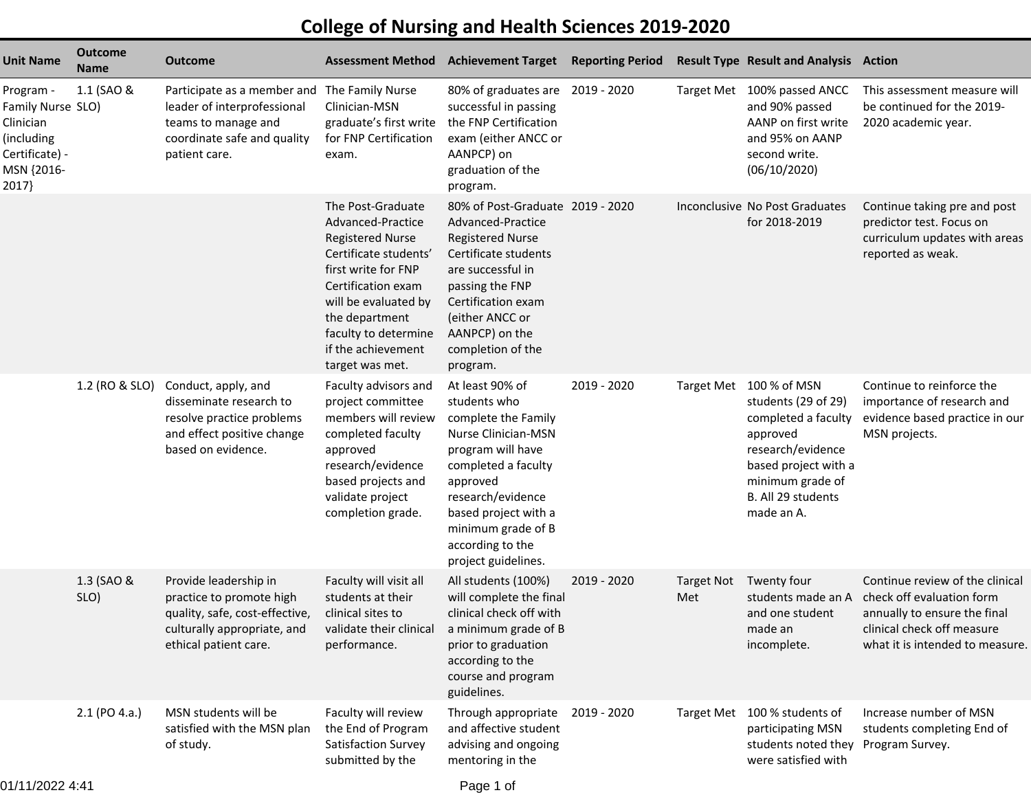# College of Nursing and Health Sciences 2019-2020

| Unit Name | Outcome Name | Outcome | Assessment Method | Achievement Target | Reporting Period | Result Type | Result and Analysis | Action |
|---|---|---|---|---|---|---|---|---|
| Program - Family Nurse Clinician (including Certificate) - MSN {2016-2017} | 1.1 (SAO & SLO) | Participate as a member and leader of interprofessional teams to manage and coordinate safe and quality patient care. | The Family Nurse Clinician-MSN graduate's first write for FNP Certification exam. | 80% of graduates are successful in passing the FNP Certification exam (either ANCC or AANPCP) on graduation of the program. | 2019 - 2020 | Target Met | 100% passed ANCC and 90% passed AANP on first write and 95% on AANP second write. (06/10/2020) | This assessment measure will be continued for the 2019-2020 academic year. |
| | | | The Post-Graduate Advanced-Practice Registered Nurse Certificate students' first write for FNP Certification exam will be evaluated by the department faculty to determine if the achievement target was met. | 80% of Post-Graduate Advanced-Practice Registered Nurse Certificate students are successful in passing the FNP Certification exam (either ANCC or AANPCP) on the completion of the program. | 2019 - 2020 | Inconclusive | No Post Graduates for 2018-2019 | Continue taking pre and post predictor test. Focus on curriculum updates with areas reported as weak. |
| | 1.2 (RO & SLO) | Conduct, apply, and disseminate research to resolve practice problems and effect positive change based on evidence. | Faculty advisors and project committee members will review completed faculty approved research/evidence based projects and validate project completion grade. | At least 90% of students who complete the Family Nurse Clinician-MSN program will have completed a faculty approved research/evidence based project with a minimum grade of B according to the project guidelines. | 2019 - 2020 | Target Met | 100 % of MSN students (29 of 29) completed a faculty approved research/evidence based project with a minimum grade of B. All 29 students made an A. | Continue to reinforce the importance of research and evidence based practice in our MSN projects. |
| | 1.3 (SAO & SLO) | Provide leadership in practice to promote high quality, safe, cost-effective, culturally appropriate, and ethical patient care. | Faculty will visit all students at their clinical sites to validate their clinical performance. | All students (100%) will complete the final clinical check off with a minimum grade of B prior to graduation according to the course and program guidelines. | 2019 - 2020 | Target Not Met | Twenty four students made an A and one student made an incomplete. | Continue review of the clinical check off evaluation form annually to ensure the final clinical check off measure what it is intended to measure. |
| | 2.1 (PO 4.a.) | MSN students will be satisfied with the MSN plan of study. | Faculty will review the End of Program Satisfaction Survey submitted by the | Through appropriate and affective student advising and ongoing mentoring in the | 2019 - 2020 | Target Met | 100 % students of participating MSN students noted they were satisfied with | Increase number of MSN students completing End of Program Survey. |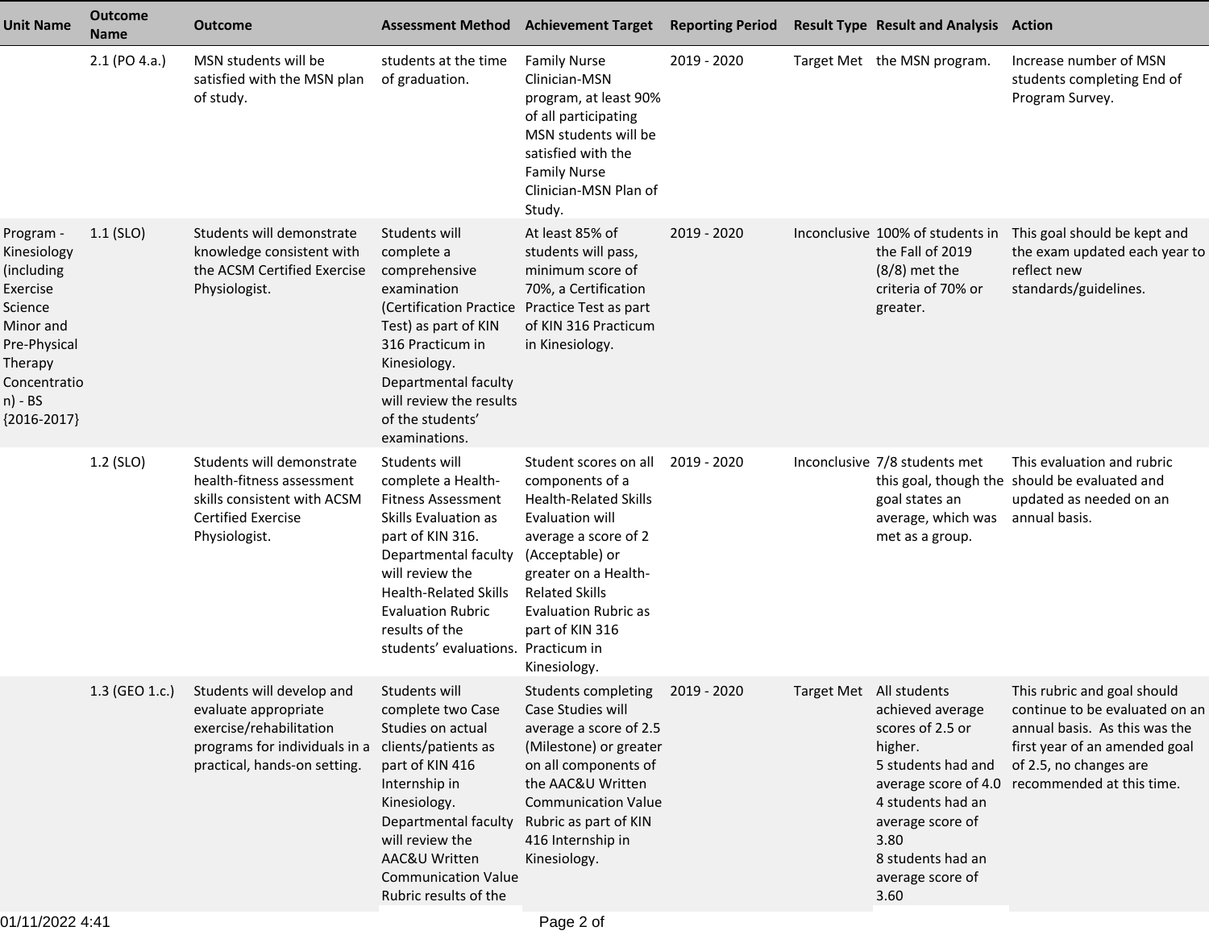| Unit Name | Outcome Name | Outcome | Assessment Method | Achievement Target | Reporting Period | Result Type | Result and Analysis | Action |
|---|---|---|---|---|---|---|---|---|
| | 2.1 (PO 4.a.) | MSN students will be satisfied with the MSN plan of study. | students at the time of graduation. | Family Nurse Clinician-MSN program, at least 90% of all participating MSN students will be satisfied with the Family Nurse Clinician-MSN Plan of Study. | 2019 - 2020 | Target Met | the MSN program. | Increase number of MSN students completing End of Program Survey. |
| Program - Kinesiology (including Exercise Science Minor and Pre-Physical Therapy Concentration) - BS {2016-2017} | 1.1 (SLO) | Students will demonstrate knowledge consistent with the ACSM Certified Exercise Physiologist. | Students will complete a comprehensive examination (Certification Practice Test) as part of KIN 316 Practicum in Kinesiology. Departmental faculty will review the results of the students' examinations. | At least 85% of students will pass, minimum score of 70%, a Certification Practice Test as part of KIN 316 Practicum in Kinesiology. | 2019 - 2020 | Inconclusive | 100% of students in the Fall of 2019 (8/8) met the criteria of 70% or greater. | This goal should be kept and the exam updated each year to reflect new standards/guidelines. |
| | 1.2 (SLO) | Students will demonstrate health-fitness assessment skills consistent with ACSM Certified Exercise Physiologist. | Students will complete a Health-Fitness Assessment Skills Evaluation as part of KIN 316. Departmental faculty will review the Health-Related Skills Evaluation Rubric results of the students' evaluations. | Student scores on all components of a Health-Related Skills Evaluation will average a score of 2 (Acceptable) or greater on a Health-Related Skills Evaluation Rubric as part of KIN 316 Practicum in Kinesiology. | 2019 - 2020 | Inconclusive | 7/8 students met this goal, though the goal states an average, which was met as a group. | This evaluation and rubric should be evaluated and updated as needed on an annual basis. |
| | 1.3 (GEO 1.c.) | Students will develop and evaluate appropriate exercise/rehabilitation programs for individuals in a practical, hands-on setting. | Students will complete two Case Studies on actual clients/patients as part of KIN 416 Internship in Kinesiology. Departmental faculty will review the AAC&U Written Communication Value Rubric results of the | Students completing Case Studies will average a score of 2.5 (Milestone) or greater on all components of the AAC&U Written Communication Value Rubric as part of KIN 416 Internship in Kinesiology. | 2019 - 2020 | Target Met | All students achieved average scores of 2.5 or higher.<br>5 students had and average score of 4.0<br>4 students had an average score of 3.80<br>8 students had an average score of 3.60 | This rubric and goal should continue to be evaluated on an annual basis. As this was the first year of an amended goal of 2.5, no changes are recommended at this time. |

01/11/2022 4:41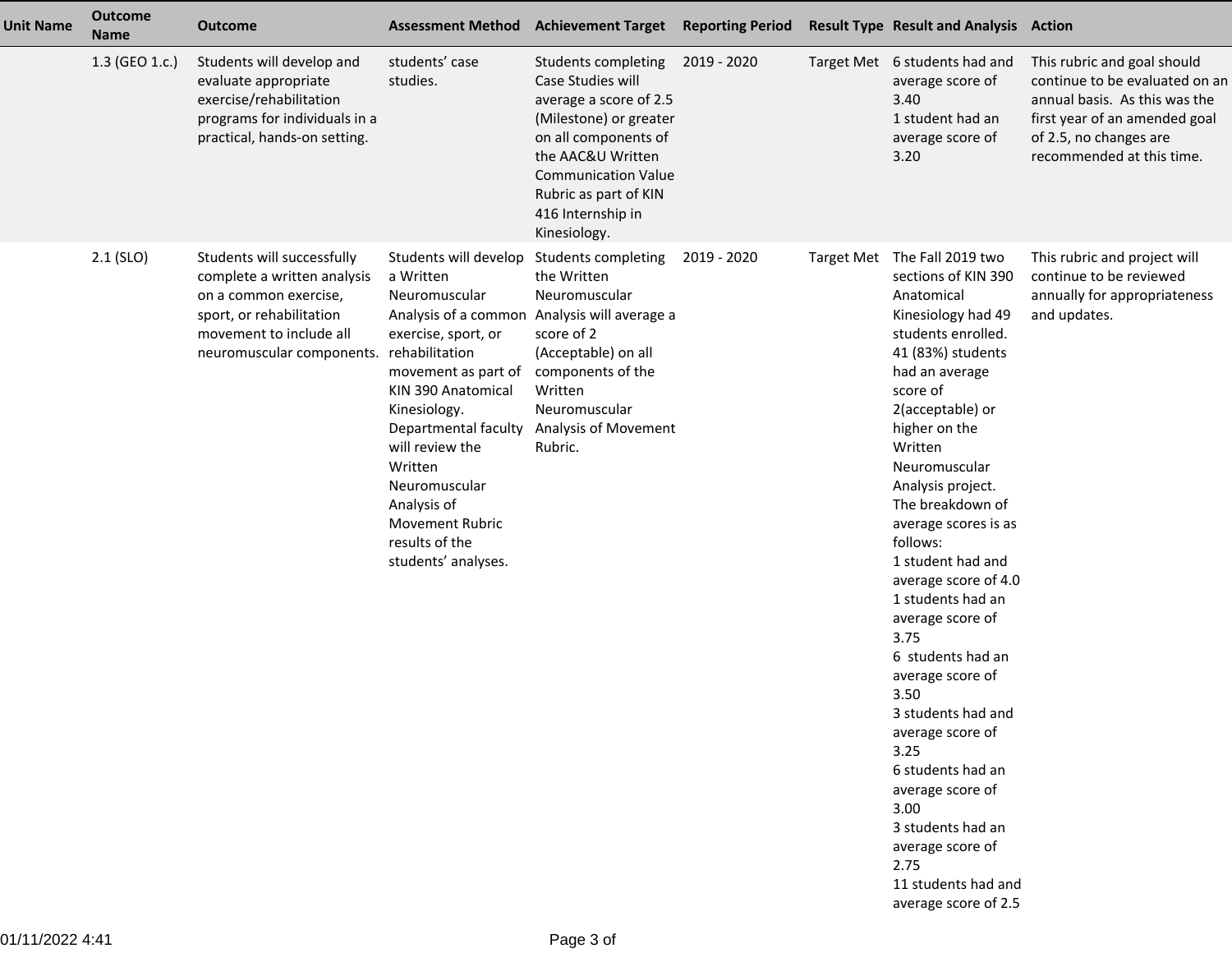| Unit Name | Outcome Name | Outcome | Assessment Method | Achievement Target | Reporting Period | Result Type | Result and Analysis | Action |
|---|---|---|---|---|---|---|---|---|
| | 1.3 (GEO 1.c.) | Students will develop and evaluate appropriate exercise/rehabilitation programs for individuals in a practical, hands-on setting. | students' case studies. | Students completing Case Studies will average a score of 2.5 (Milestone) or greater on all components of the AAC&U Written Communication Value Rubric as part of KIN 416 Internship in Kinesiology. | 2019 - 2020 | Target Met | 6 students had and average score of 3.40<br>1 student had an average score of 3.20 | This rubric and goal should continue to be evaluated on an annual basis. As this was the first year of an amended goal of 2.5, no changes are recommended at this time. |
| | 2.1 (SLO) | Students will successfully complete a written analysis on a common exercise, sport, or rehabilitation movement to include all neuromuscular components. | Students will develop a Written Neuromuscular Analysis of a common exercise, sport, or rehabilitation movement as part of KIN 390 Anatomical Kinesiology. Departmental faculty will review the Written Neuromuscular Analysis of Movement Rubric results of the students' analyses. | Students completing the Written Neuromuscular Analysis will average a score of 2 (Acceptable) on all components of the Written Neuromuscular Analysis of Movement Rubric. | 2019 - 2020 | Target Met | The Fall 2019 two sections of KIN 390 Anatomical Kinesiology had 49 students enrolled. 41 (83%) students had an average score of 2(acceptable) or higher on the Written Neuromuscular Analysis project. The breakdown of average scores is as follows:<br>1 student had and average score of 4.0<br>1 students had an average score of 3.75<br>6 students had an average score of 3.50<br>3 students had and average score of 3.25<br>6 students had an average score of 3.00<br>3 students had an average score of 2.75<br>11 students had and average score of 2.5 | This rubric and project will continue to be reviewed annually for appropriateness and updates. |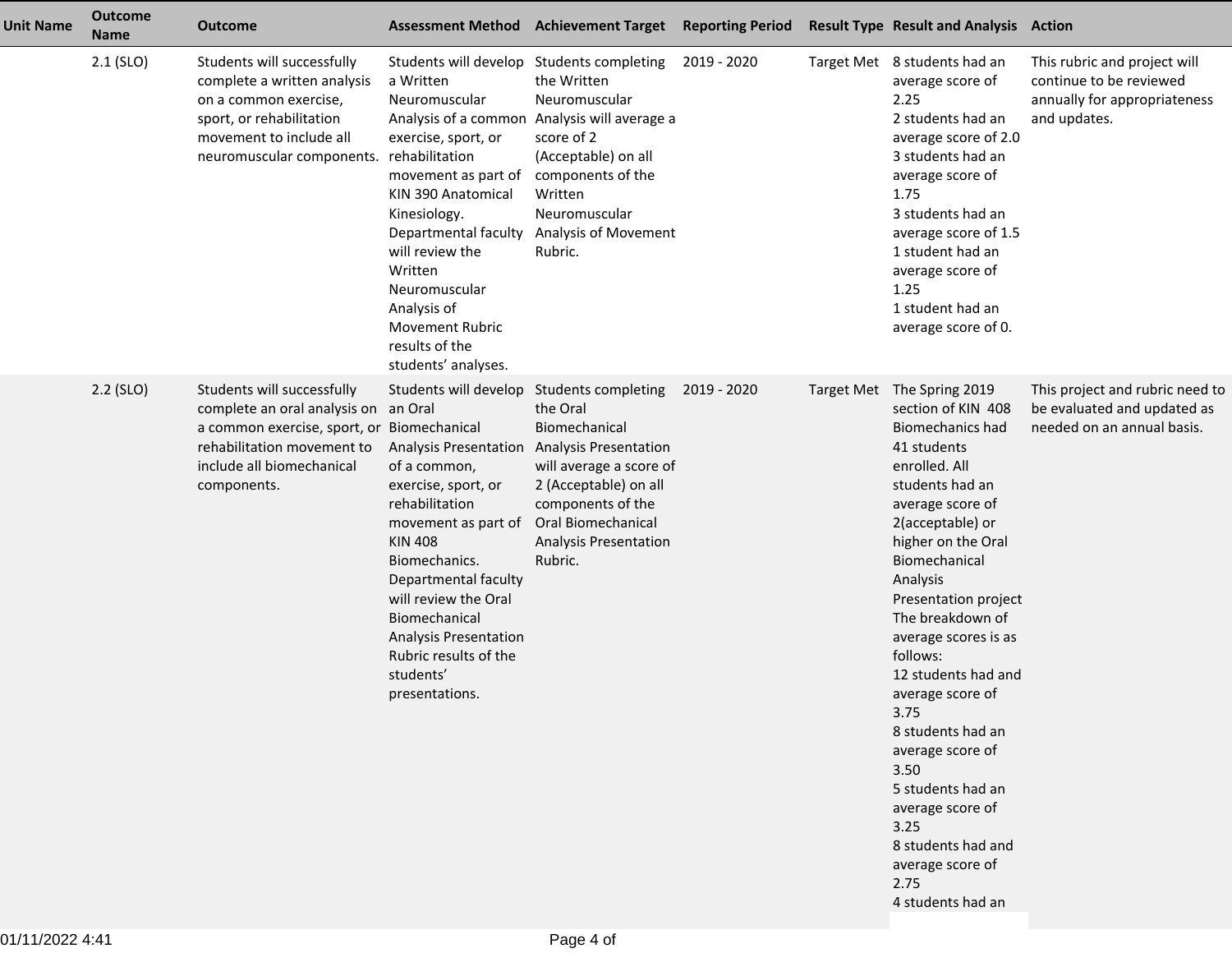| Unit Name | Outcome Name | Outcome | Assessment Method | Achievement Target | Reporting Period | Result Type | Result and Analysis | Action |
|---|---|---|---|---|---|---|---|---|
| | 2.1 (SLO) | Students will successfully complete a written analysis on a common exercise, sport, or rehabilitation movement to include all neuromuscular components. | Students will develop a Written Neuromuscular Analysis of a common exercise, sport, or rehabilitation movement as part of KIN 390 Anatomical Kinesiology. Departmental faculty will review the Written Neuromuscular Analysis of Movement Rubric results of the students' analyses. | Students completing the Written Neuromuscular Analysis will average a score of 2 (Acceptable) on all components of the Written Neuromuscular Analysis of Movement Rubric. | 2019 - 2020 | Target Met | 8 students had an average score of 2.25<br>2 students had an average score of 2.0<br>3 students had an average score of 1.75<br>3 students had an average score of 1.5<br>1 student had an average score of 1.25<br>1 student had an average score of 0. | This rubric and project will continue to be reviewed annually for appropriateness and updates. |
| | 2.2 (SLO) | Students will successfully complete an oral analysis on a common exercise, sport, or rehabilitation movement to include all biomechanical components. | Students will develop an Oral Biomechanical Analysis Presentation of a common, exercise, sport, or rehabilitation movement as part of KIN 408 Biomechanics. Departmental faculty will review the Oral Biomechanical Analysis Presentation Rubric results of the students' presentations. | Students completing the Oral Biomechanical Analysis Presentation will average a score of 2 (Acceptable) on all components of the Oral Biomechanical Analysis Presentation Rubric. | 2019 - 2020 | Target Met | The Spring 2019 section of KIN 408 Biomechanics had 41 students enrolled. All students had an average score of 2(acceptable) or higher on the Oral Biomechanical Analysis Presentation project The breakdown of average scores is as follows:<br>12 students had and average score of 3.75<br>8 students had an average score of 3.50<br>5 students had an average score of 3.25<br>8 students had and average score of 2.75<br>4 students had an | This project and rubric need to be evaluated and updated as needed on an annual basis. |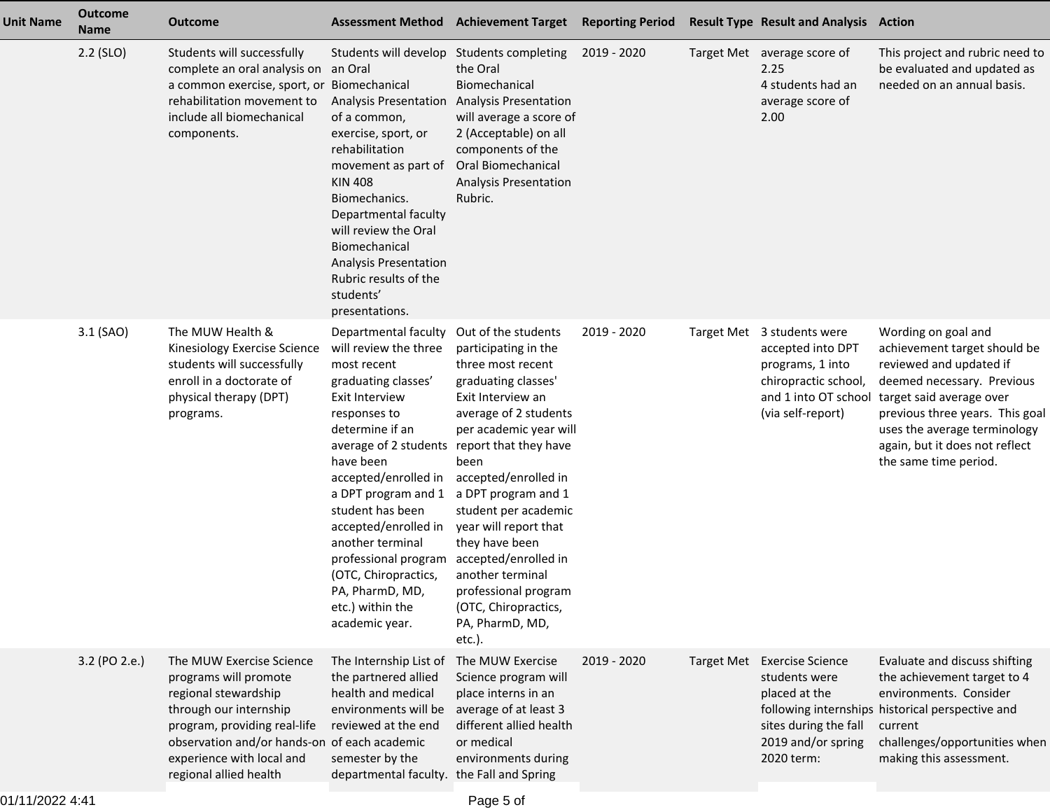| Unit Name | Outcome Name | Outcome | Assessment Method | Achievement Target | Reporting Period | Result Type | Result and Analysis | Action |
|---|---|---|---|---|---|---|---|---|
| | 2.2 (SLO) | Students will successfully complete an oral analysis on a common exercise, sport, or rehabilitation movement to include all biomechanical components. | Students will develop an Oral Biomechanical Analysis Presentation of a common, exercise, sport, or rehabilitation movement as part of KIN 408 Biomechanics. Departmental faculty will review the Oral Biomechanical Analysis Presentation Rubric results of the students' presentations. | Students completing the Oral Biomechanical Analysis Presentation will average a score of 2 (Acceptable) on all components of the Oral Biomechanical Analysis Presentation Rubric. | 2019 - 2020 | Target Met | average score of 2.25<br>4 students had an average score of 2.00 | This project and rubric need to be evaluated and updated as needed on an annual basis. |
| | 3.1 (SAO) | The MUW Health & Kinesiology Exercise Science students will successfully enroll in a doctorate of physical therapy (DPT) programs. | Departmental faculty will review the three most recent graduating classes' Exit Interview responses to determine if an average of 2 students have been accepted/enrolled in a DPT program and 1 student has been accepted/enrolled in another terminal professional program (OTC, Chiropractics, PA, PharmD, MD, etc.) within the academic year. | Out of the students participating in the three most recent graduating classes' Exit Interview an average of 2 students per academic year will report that they have been accepted/enrolled in a DPT program and 1 student per academic year will report that they have been accepted/enrolled in another terminal professional program (OTC, Chiropractics, PA, PharmD, MD, etc.). | 2019 - 2020 | Target Met | 3 students were accepted into DPT programs, 1 into chiropractic school, and 1 into OT school (via self-report) | Wording on goal and achievement target should be reviewed and updated if deemed necessary. Previous target said average over previous three years. This goal uses the average terminology again, but it does not reflect the same time period. |
| | 3.2 (PO 2.e.) | The MUW Exercise Science programs will promote regional stewardship through our internship program, providing real-life observation and/or hands-on experience with local and regional allied health | The Internship List of the partnered allied health and medical environments will be reviewed at the end of each academic semester by the departmental faculty. | The MUW Exercise Science program will place interns in an average of at least 3 different allied health or medical environments during the Fall and Spring | 2019 - 2020 | Target Met | Exercise Science students were placed at the following internships sites during the fall 2019 and/or spring 2020 term: | Evaluate and discuss shifting the achievement target to 4 environments. Consider historical perspective and current challenges/opportunities when making this assessment. |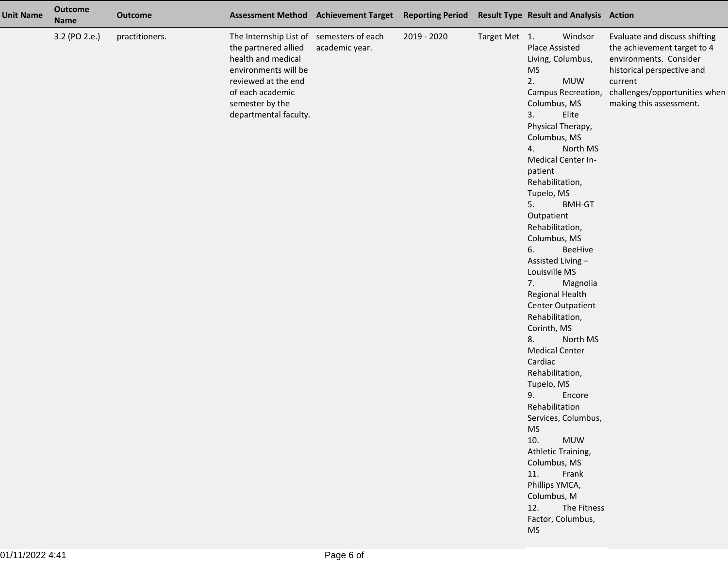| Unit Name | Outcome Name | Outcome | Assessment Method | Achievement Target | Reporting Period | Result Type | Result and Analysis | Action |
|---|---|---|---|---|---|---|---|---|
| | 3.2 (PO 2.e.) | practitioners. | The Internship List of the partnered allied health and medical environments will be reviewed at the end of each academic semester by the departmental faculty. | semesters of each academic year. | 2019 - 2020 | Target Met | 1. Windsor Place Assisted Living, Columbus, MS<br>2. MUW Campus Recreation, Columbus, MS<br>3. Elite Physical Therapy, Columbus, MS<br>4. North MS Medical Center In-patient Rehabilitation, Tupelo, MS<br>5. BMH-GT Outpatient Rehabilitation, Columbus, MS<br>6. BeeHive Assisted Living – Louisville MS<br>7. Magnolia Regional Health Center Outpatient Rehabilitation, Corinth, MS<br>8. North MS Medical Center Cardiac Rehabilitation, Tupelo, MS<br>9. Encore Rehabilitation Services, Columbus, MS<br>10. MUW Athletic Training, Columbus, MS<br>11. Frank Phillips YMCA, Columbus, M<br>12. The Fitness Factor, Columbus, MS | Evaluate and discuss shifting the achievement target to 4 environments. Consider historical perspective and current challenges/opportunities when making this assessment. |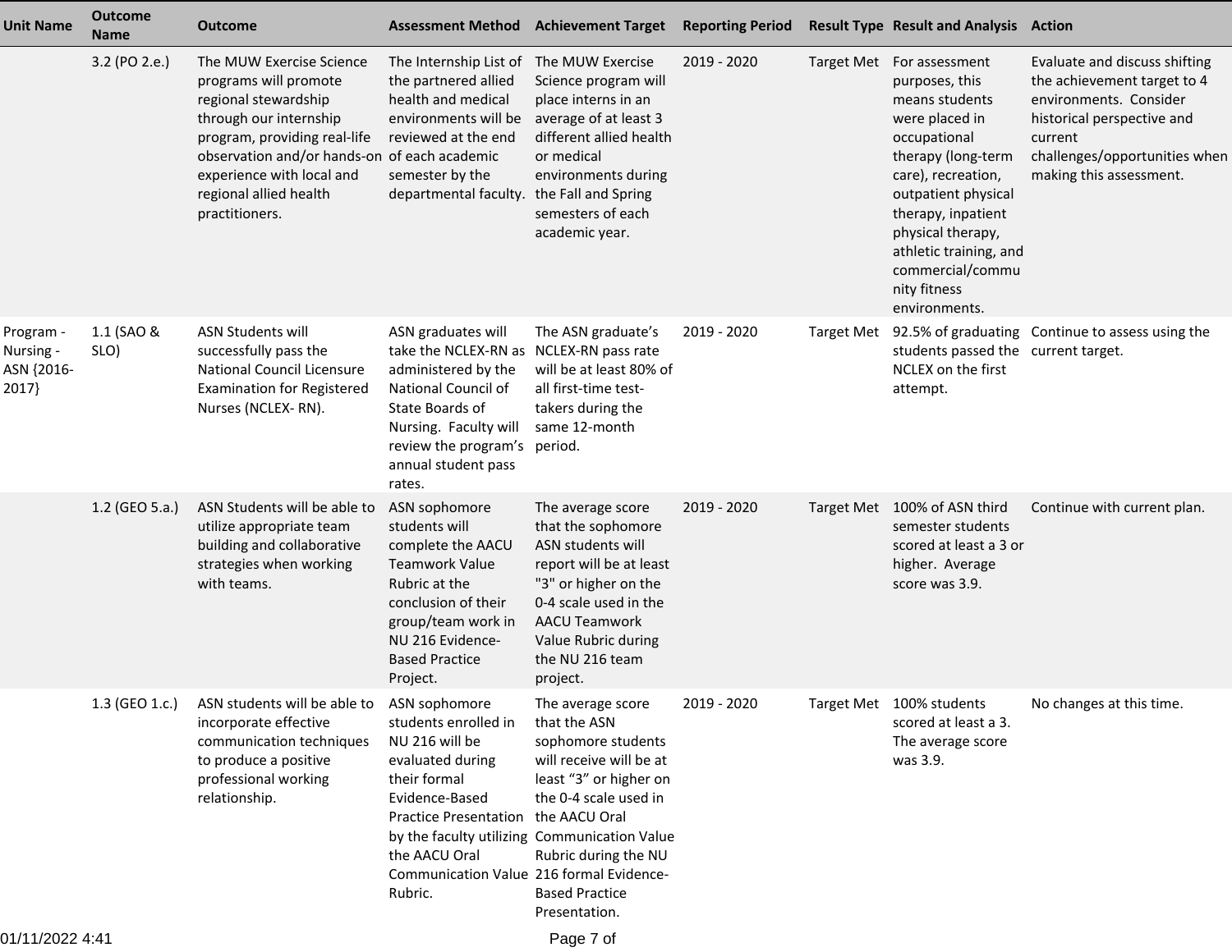| Unit Name | Outcome Name | Outcome | Assessment Method | Achievement Target | Reporting Period | Result Type | Result and Analysis | Action |
|---|---|---|---|---|---|---|---|---|
| | 3.2 (PO 2.e.) | The MUW Exercise Science programs will promote regional stewardship through our internship program, providing real-life observation and/or hands-on experience with local and regional allied health practitioners. | The Internship List of the partnered allied health and medical environments will be reviewed at the end of each academic semester by the departmental faculty. | The MUW Exercise Science program will place interns in an average of at least 3 different allied health or medical environments during the Fall and Spring semesters of each academic year. | 2019 - 2020 | Target Met | For assessment purposes, this means students were placed in occupational therapy (long-term care), recreation, outpatient physical therapy, inpatient physical therapy, athletic training, and commercial/community fitness environments. | Evaluate and discuss shifting the achievement target to 4 environments. Consider historical perspective and current challenges/opportunities when making this assessment. |
| Program - Nursing - ASN {2016-2017} | 1.1 (SAO & SLO) | ASN Students will successfully pass the National Council Licensure Examination for Registered Nurses (NCLEX- RN). | ASN graduates will take the NCLEX-RN as administered by the National Council of State Boards of Nursing. Faculty will review the program's annual student pass rates. | The ASN graduate's NCLEX-RN pass rate will be at least 80% of all first-time test-takers during the same 12-month period. | 2019 - 2020 | Target Met | 92.5% of graduating students passed the NCLEX on the first attempt. | Continue to assess using the current target. |
| | 1.2 (GEO 5.a.) | ASN Students will be able to utilize appropriate team building and collaborative strategies when working with teams. | ASN sophomore students will complete the AACU Teamwork Value Rubric at the conclusion of their group/team work in NU 216 Evidence-Based Practice Project. | The average score that the sophomore ASN students will report will be at least "3" or higher on the 0-4 scale used in the AACU Teamwork Value Rubric during the NU 216 team project. | 2019 - 2020 | Target Met | 100% of ASN third semester students scored at least a 3 or higher. Average score was 3.9. | Continue with current plan. |
| | 1.3 (GEO 1.c.) | ASN students will be able to incorporate effective communication techniques to produce a positive professional working relationship. | ASN sophomore students enrolled in NU 216 will be evaluated during their formal Evidence-Based Practice Presentation by the faculty utilizing the AACU Oral Communication Value Rubric. | The average score that the ASN sophomore students will receive will be at least "3" or higher on the 0-4 scale used in the AACU Oral Communication Value Rubric during the NU 216 formal Evidence-Based Practice Presentation. | 2019 - 2020 | Target Met | 100% students scored at least a 3. The average score was 3.9. | No changes at this time. |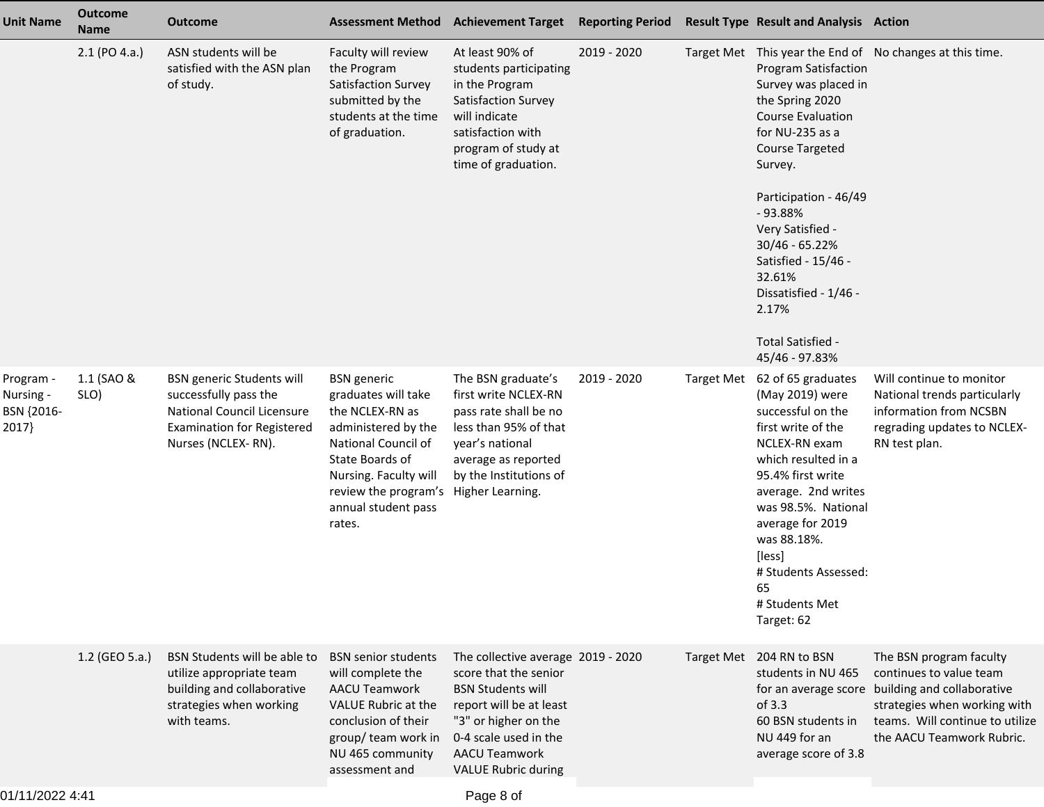| Unit Name | Outcome Name | Outcome | Assessment Method | Achievement Target | Reporting Period | Result Type | Result and Analysis | Action |
|---|---|---|---|---|---|---|---|---|
| | 2.1 (PO 4.a.) | ASN students will be satisfied with the ASN plan of study. | Faculty will review the Program Satisfaction Survey submitted by the students at the time of graduation. | At least 90% of students participating in the Program Satisfaction Survey will indicate satisfaction with program of study at time of graduation. | 2019 - 2020 | Target Met | This year the End of Program Satisfaction Survey was placed in the Spring 2020 Course Evaluation for NU-235 as a Course Targeted Survey.<br><br>Participation - 46/49 - 93.88%<br>Very Satisfied - 30/46 - 65.22%<br>Satisfied - 15/46 - 32.61%<br>Dissatisfied - 1/46 - 2.17%<br><br>Total Satisfied - 45/46 - 97.83% | No changes at this time. |
| Program - Nursing - BSN {2016-2017} | 1.1 (SAO & SLO) | BSN generic Students will successfully pass the National Council Licensure Examination for Registered Nurses (NCLEX- RN). | BSN generic graduates will take the NCLEX-RN as administered by the National Council of State Boards of Nursing. Faculty will review the program's annual student pass rates. | The BSN graduate's first write NCLEX-RN pass rate shall be no less than 95% of that year's national average as reported by the Institutions of Higher Learning. | 2019 - 2020 | Target Met | 62 of 65 graduates (May 2019) were successful on the first write of the NCLEX-RN exam which resulted in a 95.4% first write average. 2nd writes was 98.5%. National average for 2019 was 88.18%.<br>[less]<br># Students Assessed: 65<br># Students Met Target: 62 | Will continue to monitor National trends particularly information from NCSBN regrading updates to NCLEX-RN test plan. |
| | 1.2 (GEO 5.a.) | BSN Students will be able to utilize appropriate team building and collaborative strategies when working with teams. | BSN senior students will complete the AACU Teamwork VALUE Rubric at the conclusion of their group/ team work in NU 465 community assessment and | The collective average score that the senior BSN Students will report will be at least "3" or higher on the 0-4 scale used in the AACU Teamwork VALUE Rubric during | 2019 - 2020 | Target Met | 204 RN to BSN students in NU 465 for an average score of 3.3<br>60 BSN students in NU 449 for an average score of 3.8 | The BSN program faculty continues to value team building and collaborative strategies when working with teams. Will continue to utilize the AACU Teamwork Rubric. |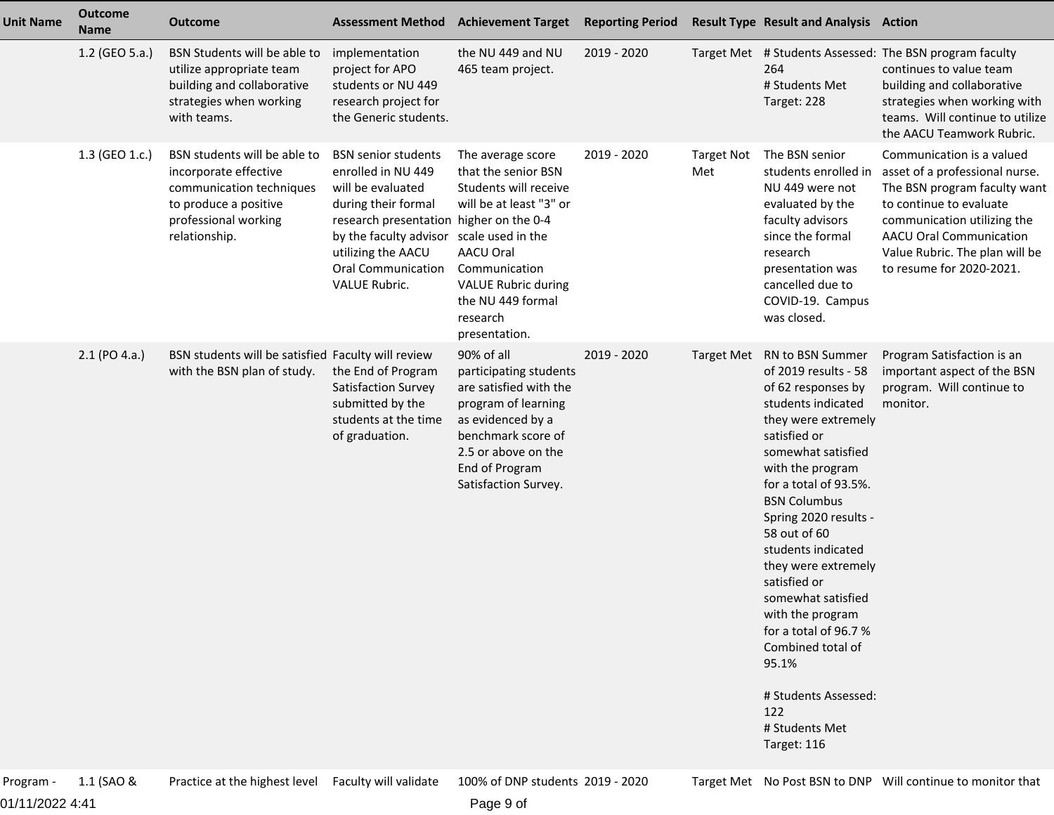| Unit Name | Outcome Name | Outcome | Assessment Method | Achievement Target | Reporting Period | Result Type | Result and Analysis | Action |
|---|---|---|---|---|---|---|---|---|
| | 1.2 (GEO 5.a.) | BSN Students will be able to utilize appropriate team building and collaborative strategies when working with teams. | implementation project for APO students or NU 449 research project for the Generic students. | the NU 449 and NU 465 team project. | 2019 - 2020 | Target Met | # Students Assessed: 264<br># Students Met Target: 228 | The BSN program faculty continues to value team building and collaborative strategies when working with teams. Will continue to utilize the AACU Teamwork Rubric. |
| | 1.3 (GEO 1.c.) | BSN students will be able to incorporate effective communication techniques to produce a positive professional working relationship. | BSN senior students enrolled in NU 449 will be evaluated during their formal research presentation by the faculty advisor utilizing the AACU Oral Communication VALUE Rubric. | The average score that the senior BSN Students will receive will be at least "3" or higher on the 0-4 scale used in the AACU Oral Communication VALUE Rubric during the NU 449 formal research presentation. | 2019 - 2020 | Target Not Met | The BSN senior students enrolled in NU 449 were not evaluated by the faculty advisors since the formal research presentation was cancelled due to COVID-19. Campus was closed. | Communication is a valued asset of a professional nurse. The BSN program faculty want to continue to evaluate communication utilizing the AACU Oral Communication Value Rubric. The plan will be to resume for 2020-2021. |
| | 2.1 (PO 4.a.) | BSN students will be satisfied with the BSN plan of study. | Faculty will review the End of Program Satisfaction Survey submitted by the students at the time of graduation. | 90% of all participating students are satisfied with the program of learning as evidenced by a benchmark score of 2.5 or above on the End of Program Satisfaction Survey. | 2019 - 2020 | Target Met | RN to BSN Summer of 2019 results - 58 of 62 responses by students indicated they were extremely satisfied or somewhat satisfied with the program for a total of 93.5%. BSN Columbus Spring 2020 results - 58 out of 60 students indicated they were extremely satisfied or somewhat satisfied with the program for a total of 96.7 % Combined total of 95.1%<br><br># Students Assessed: 122<br># Students Met Target: 116 | Program Satisfaction is an important aspect of the BSN program. Will continue to monitor. |
| Program - | 1.1 (SAO & | Practice at the highest level | Faculty will validate | 100% of DNP students | 2019 - 2020 | Target Met | No Post BSN to DNP | Will continue to monitor that |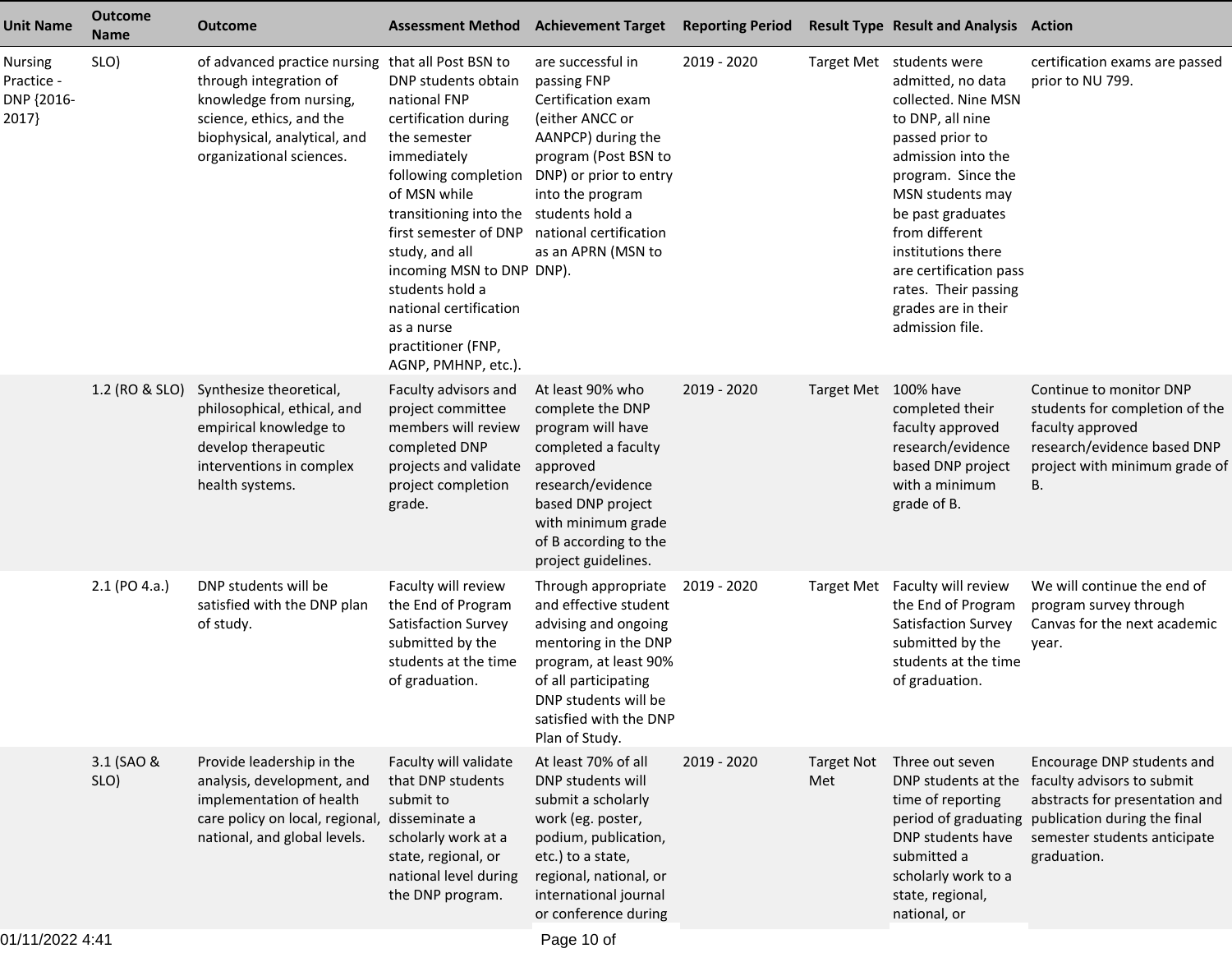| Unit Name | Outcome Name | Outcome | Assessment Method | Achievement Target | Reporting Period | Result Type | Result and Analysis | Action |
|---|---|---|---|---|---|---|---|---|
| Nursing Practice - DNP {2016-2017} | SLO) | of advanced practice nursing through integration of knowledge from nursing, science, ethics, and the biophysical, analytical, and organizational sciences. | that all Post BSN to DNP students obtain national FNP certification during the semester immediately following completion of MSN while transitioning into the first semester of DNP study, and all incoming MSN to DNP students hold a national certification as a nurse practitioner (FNP, AGNP, PMHNP, etc.). | are successful in passing FNP Certification exam (either ANCC or AANPCP) during the program (Post BSN to DNP) or prior to entry into the program students hold a national certification as an APRN (MSN to DNP). | 2019 - 2020 | Target Met | students were admitted, no data collected. Nine MSN to DNP, all nine passed prior to admission into the program. Since the MSN students may be past graduates from different institutions there are certification pass rates. Their passing grades are in their admission file. | certification exams are passed prior to NU 799. |
| | 1.2 (RO & SLO) | Synthesize theoretical, philosophical, ethical, and empirical knowledge to develop therapeutic interventions in complex health systems. | Faculty advisors and project committee members will review completed DNP projects and validate project completion grade. | At least 90% who complete the DNP program will have completed a faculty approved research/evidence based DNP project with minimum grade of B according to the project guidelines. | 2019 - 2020 | Target Met | 100% have completed their faculty approved research/evidence based DNP project with a minimum grade of B. | Continue to monitor DNP students for completion of the faculty approved research/evidence based DNP project with minimum grade of B. |
| | 2.1 (PO 4.a.) | DNP students will be satisfied with the DNP plan of study. | Faculty will review the End of Program Satisfaction Survey submitted by the students at the time of graduation. | Through appropriate and effective student advising and ongoing mentoring in the DNP program, at least 90% of all participating DNP students will be satisfied with the DNP Plan of Study. | 2019 - 2020 | Target Met | Faculty will review the End of Program Satisfaction Survey submitted by the students at the time of graduation. | We will continue the end of program survey through Canvas for the next academic year. |
| | 3.1 (SAO & SLO) | Provide leadership in the analysis, development, and implementation of health care policy on local, regional, national, and global levels. | Faculty will validate that DNP students submit to disseminate a scholarly work at a state, regional, or national level during the DNP program. | At least 70% of all DNP students will submit a scholarly work (eg. poster, podium, publication, etc.) to a state, regional, national, or international journal or conference during | 2019 - 2020 | Target Not Met | Three out seven DNP students at the time of reporting period of graduating DNP students have submitted a scholarly work to a state, regional, national, or | Encourage DNP students and faculty advisors to submit abstracts for presentation and publication during the final semester students anticipate graduation. |

01/11/2022 4:41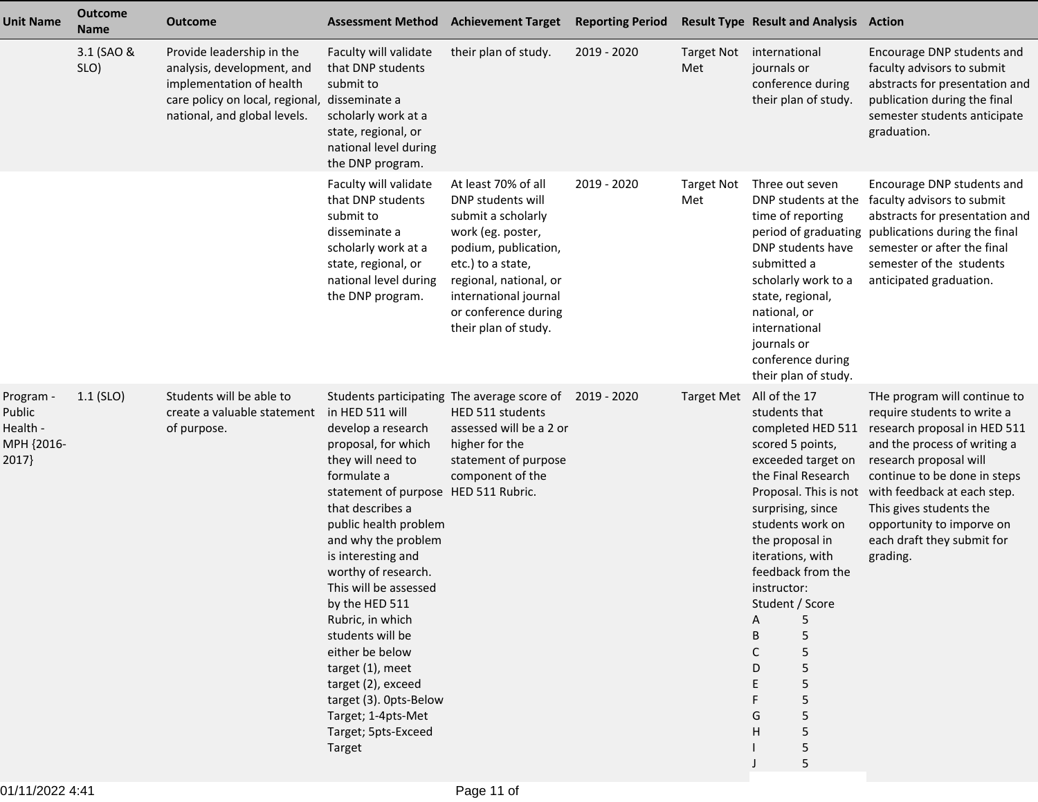| Unit Name | Outcome Name | Outcome | Assessment Method | Achievement Target | Reporting Period | Result Type | Result and Analysis | Action |
|---|---|---|---|---|---|---|---|---|
| | 3.1 (SAO & SLO) | Provide leadership in the analysis, development, and implementation of health care policy on local, regional, national, and global levels. | Faculty will validate that DNP students submit to disseminate a scholarly work at a state, regional, or national level during the DNP program. | their plan of study. | 2019 - 2020 | Target Not Met | international journals or conference during their plan of study. | Encourage DNP students and faculty advisors to submit abstracts for presentation and publication during the final semester students anticipate graduation. |
| | | | Faculty will validate that DNP students submit to disseminate a scholarly work at a state, regional, or national level during the DNP program. | At least 70% of all DNP students will submit a scholarly work (eg. poster, podium, publication, etc.) to a state, regional, national, or international journal or conference during their plan of study. | 2019 - 2020 | Target Not Met | Three out seven DNP students at the time of reporting period of graduating DNP students have submitted a scholarly work to a state, regional, national, or international journals or conference during their plan of study. | Encourage DNP students and faculty advisors to submit abstracts for presentation and publications during the final semester or after the final semester of the students anticipated graduation. |
| Program - Public Health - MPH {2016-2017} | 1.1 (SLO) | Students will be able to create a valuable statement of purpose. | Students participating in HED 511 will develop a research proposal, for which they will need to formulate a statement of purpose that describes a public health problem and why the problem is interesting and worthy of research. This will be assessed by the HED 511 Rubric, in which students will be either be below target (1), meet target (2), exceed target (3). 0pts-Below Target; 1-4pts-Met Target; 5pts-Exceed Target | The average score of HED 511 students assessed will be a 2 or higher for the statement of purpose component of the HED 511 Rubric. | 2019 - 2020 | Target Met | All of the 17 students that completed HED 511 scored 5 points, exceeded target on the Final Research Proposal. This is not surprising, since students work on the proposal in iterations, with feedback from the instructor:<br>Student / Score<br>A 5<br>B 5<br>C 5<br>D 5<br>E 5<br>F 5<br>G 5<br>H 5<br>I 5<br>J 5 | THe program will continue to require students to write a research proposal in HED 511 and the process of writing a research proposal will continue to be done in steps with feedback at each step. This gives students the opportunity to imporve on each draft they submit for grading. |

01/11/2022 4:41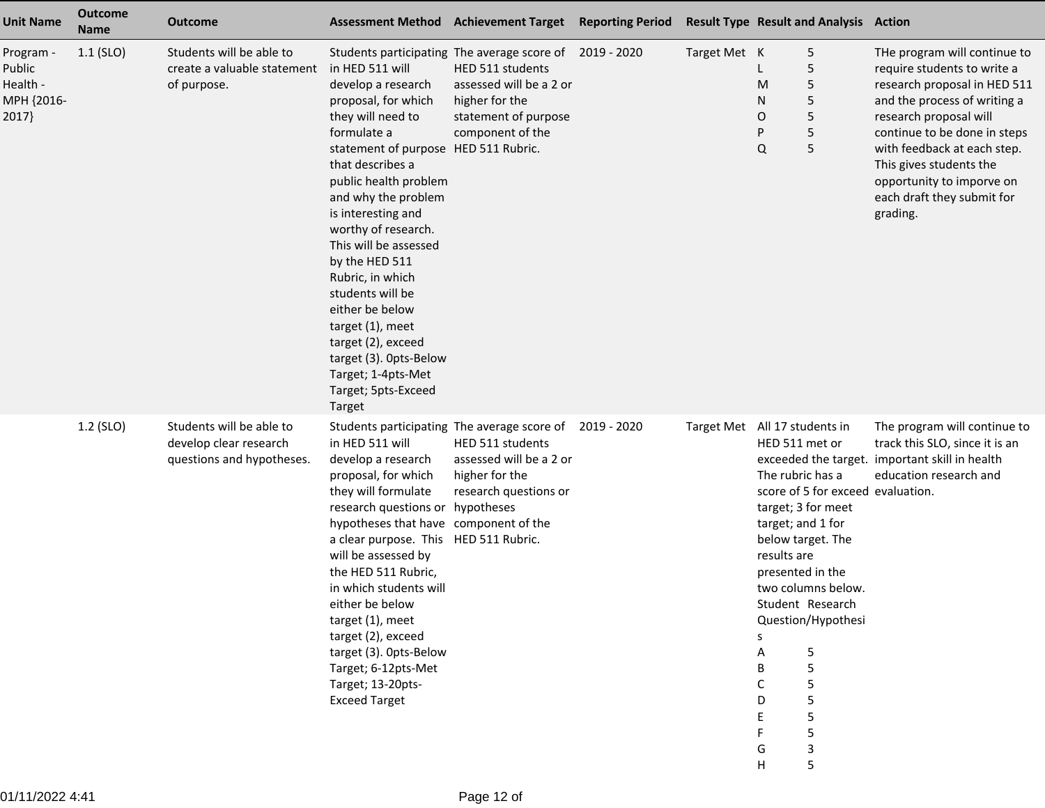| Unit Name | Outcome Name | Outcome | Assessment Method | Achievement Target | Reporting Period | Result Type | Result and Analysis | Action |
|---|---|---|---|---|---|---|---|---|
| Program - Public Health - MPH {2016-2017} | 1.1 (SLO) | Students will be able to create a valuable statement of purpose. | Students participating in HED 511 will develop a research proposal, for which they will need to formulate a statement of purpose that describes a public health problem and why the problem is interesting and worthy of research. This will be assessed by the HED 511 Rubric, in which students will be either be below target (1), meet target (2), exceed target (3). 0pts-Below Target; 1-4pts-Met Target; 5pts-Exceed Target | The average score of HED 511 students assessed will be a 2 or higher for the statement of purpose component of the HED 511 Rubric. | 2019 - 2020 | Target Met | K 5<br>L 5<br>M 5<br>N 5<br>O 5<br>P 5<br>Q 5 | THe program will continue to require students to write a research proposal in HED 511 and the process of writing a research proposal will continue to be done in steps with feedback at each step. This gives students the opportunity to imporve on each draft they submit for grading. |
| | 1.2 (SLO) | Students will be able to develop clear research questions and hypotheses. | Students participating in HED 511 will develop a research proposal, for which they will formulate research questions or hypotheses that have a clear purpose. This will be assessed by the HED 511 Rubric, in which students will either be below target (1), meet target (2), exceed target (3). 0pts-Below Target; 6-12pts-Met Target; 13-20pts-Exceed Target | The average score of HED 511 students assessed will be a 2 or higher for the research questions or hypotheses component of the HED 511 Rubric. | 2019 - 2020 | Target Met | All 17 students in HED 511 met or exceeded the target. The rubric has a score of 5 for exceed target; 3 for meet target; and 1 for below target. The results are presented in the two columns below.<br>Student Research Question/Hypothesis<br>A 5<br>B 5<br>C 5<br>D 5<br>E 5<br>F 5<br>G 3<br>H 5 | The program will continue to track this SLO, since it is an important skill in health education research and evaluation. |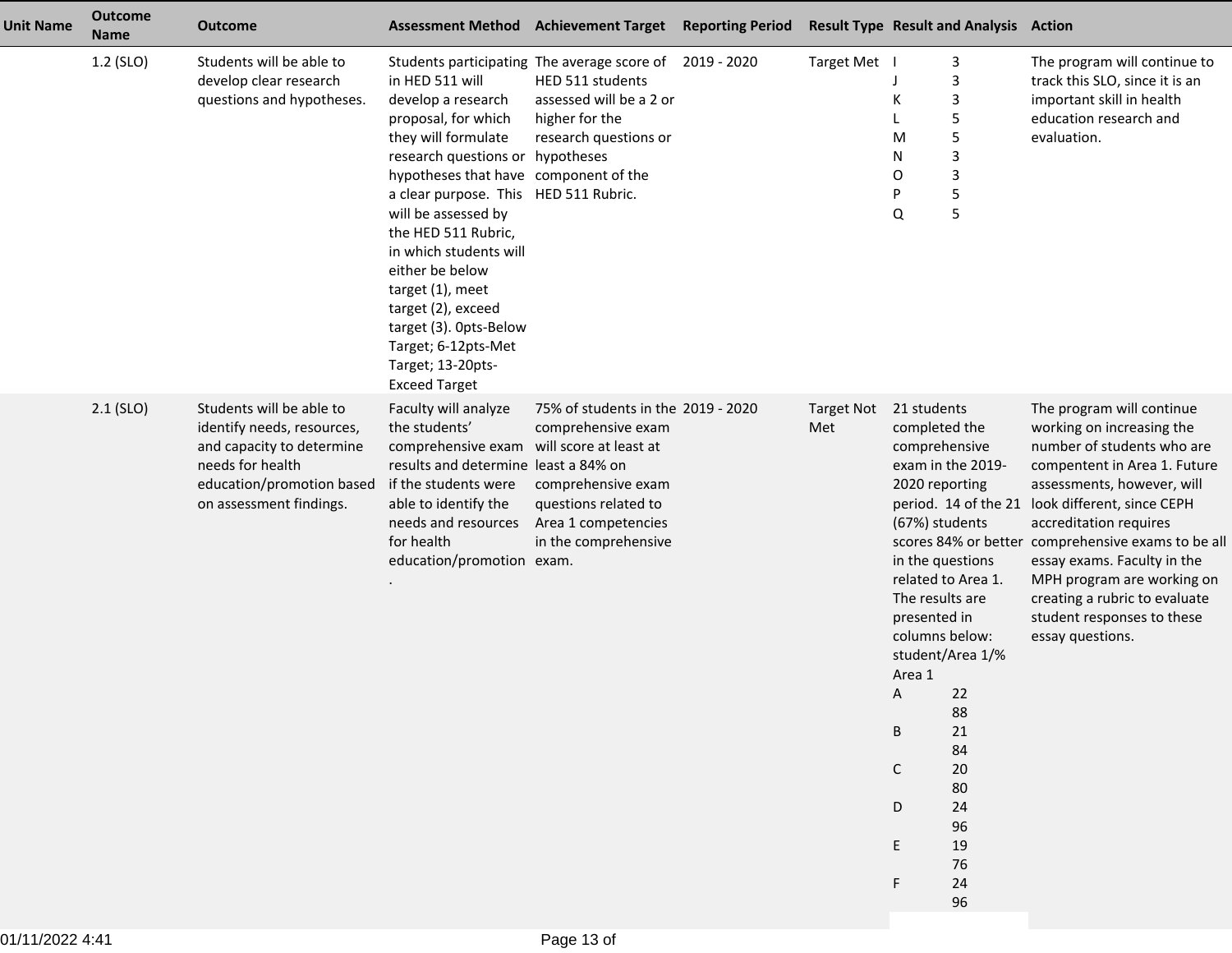| Unit Name | Outcome Name | Outcome | Assessment Method | Achievement Target | Reporting Period | Result Type | Result and Analysis | Action |
|---|---|---|---|---|---|---|---|---|
| | 1.2 (SLO) | Students will be able to develop clear research questions and hypotheses. | Students participating in HED 511 will develop a research proposal, for which they will formulate research questions or hypotheses that have a clear purpose. This will be assessed by the HED 511 Rubric, in which students will either be below target (1), meet target (2), exceed target (3). 0pts-Below Target; 6-12pts-Met Target; 13-20pts-Exceed Target | The average score of HED 511 students assessed will be a 2 or higher for the research questions or hypotheses component of the HED 511 Rubric. | 2019 - 2020 | Target Met | I 3<br>J 3<br>K 3<br>L 5<br>M 5<br>N 3<br>O 3<br>P 5<br>Q 5 | The program will continue to track this SLO, since it is an important skill in health education research and evaluation. |
| | 2.1 (SLO) | Students will be able to identify needs, resources, and capacity to determine needs for health education/promotion based on assessment findings. | Faculty will analyze the students' comprehensive exam results and determine if the students were able to identify the needs and resources for health education/promotion. | 75% of students in the comprehensive exam will score at least at least a 84% on comprehensive exam questions related to Area 1 competencies in the comprehensive exam. | 2019 - 2020 | Target Not Met | 21 students completed the comprehensive exam in the 2019-2020 reporting period. 14 of the 21 (67%) students scores 84% or better in the questions related to Area 1. The results are presented in columns below: student/Area 1/% Area 1<br>A 22 88<br>B 21 84<br>C 20 80<br>D 24 96<br>E 19 76<br>F 24 96 | The program will continue working on increasing the number of students who are compentent in Area 1. Future assessments, however, will look different, since CEPH accreditation requires comprehensive exams to be all essay exams. Faculty in the MPH program are working on creating a rubric to evaluate student responses to these essay questions. |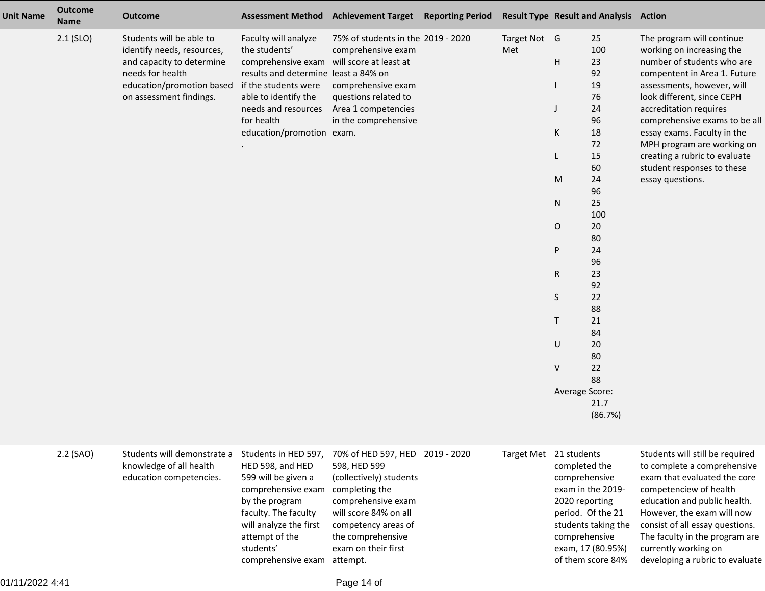| Unit Name | Outcome Name | Outcome | Assessment Method | Achievement Target | Reporting Period | Result Type | Result and Analysis | Action |
|---|---|---|---|---|---|---|---|---|
| | 2.1 (SLO) | Students will be able to identify needs, resources, and capacity to determine needs for health education/promotion based on assessment findings. | Faculty will analyze the students' comprehensive exam results and determine if the students were able to identify the needs and resources for health education/promotion. | 75% of students in the comprehensive exam will score at least at least a 84% on comprehensive exam questions related to Area 1 competencies in the comprehensive exam. | 2019 - 2020 | Target Not Met | G 25 100<br>H 23 92<br>I 19 76<br>J 24 96<br>K 18 72<br>L 15 60<br>M 24 96<br>N 25 100<br>O 20 80<br>P 24 96<br>R 23 92<br>S 22 88<br>T 21 84<br>U 20 80<br>V 22 88<br>Average Score: 21.7 (86.7%) | The program will continue working on increasing the number of students who are compentent in Area 1. Future assessments, however, will look different, since CEPH accreditation requires comprehensive exams to be all essay exams. Faculty in the MPH program are working on creating a rubric to evaluate student responses to these essay questions. |
| | 2.2 (SAO) | Students will demonstrate a knowledge of all health education competencies. | Students in HED 597, HED 598, and HED 599 will be given a comprehensive exam by the program faculty. The faculty will analyze the first attempt of the students' comprehensive exam | 70% of HED 597, HED 598, HED 599 (collectively) students completing the comprehensive exam will score 84% on all competency areas of the comprehensive exam on their first attempt. | 2019 - 2020 | Target Met | 21 students completed the comprehensive exam in the 2019-2020 reporting period. Of the 21 students taking the comprehensive exam, 17 (80.95%) of them score 84% | Students will still be required to complete a comprehensive exam that evaluated the core competenciew of health education and public health. However, the exam will now consist of all essay questions. The faculty in the program are currently working on developing a rubric to evaluate |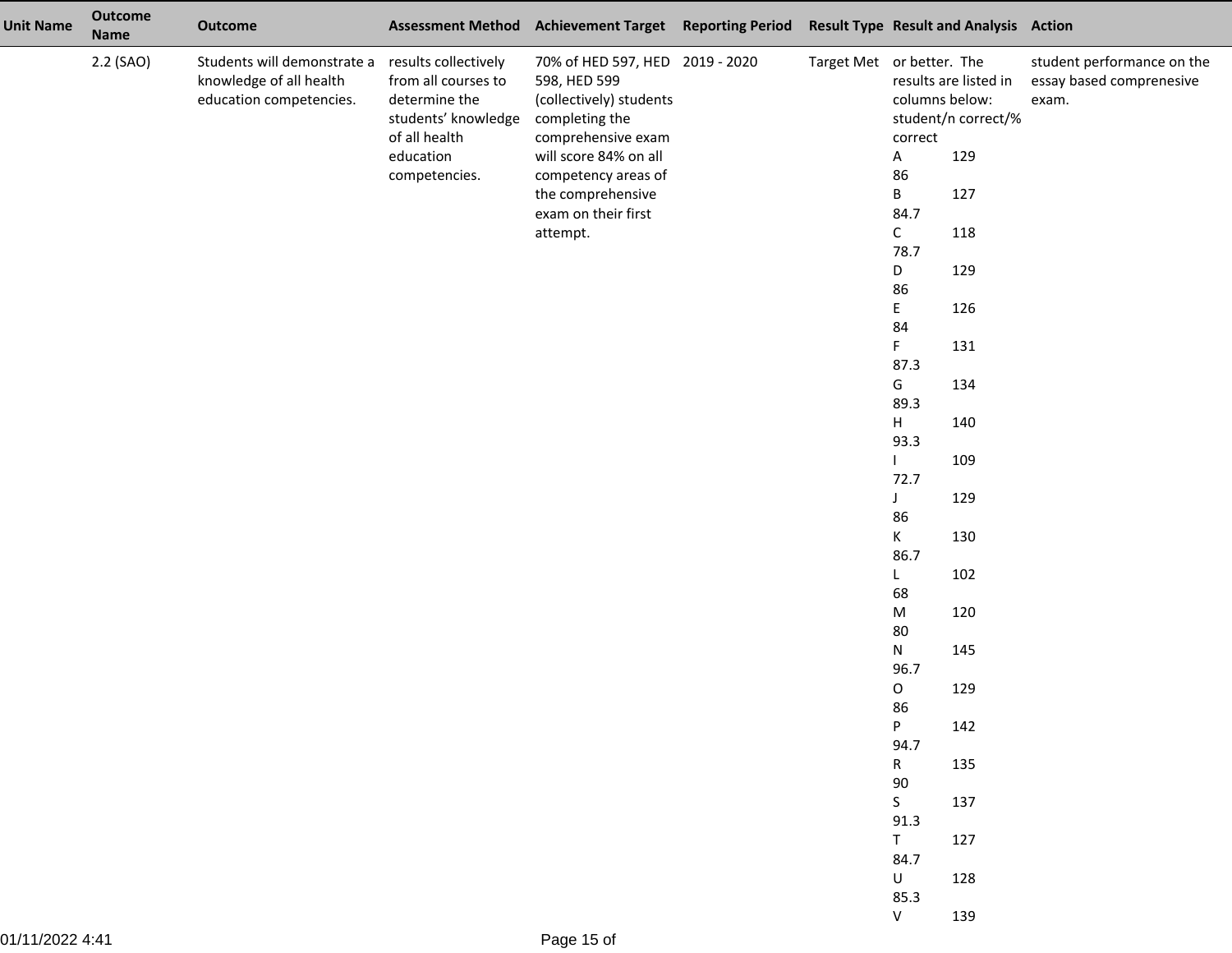| Unit Name | Outcome Name | Outcome | Assessment Method | Achievement Target | Reporting Period | Result Type | Result and Analysis | Action |
|---|---|---|---|---|---|---|---|---|
| | 2.2 (SAO) | Students will demonstrate a knowledge of all health education competencies. | results collectively from all courses to determine the students' knowledge of all health education competencies. | 70% of HED 597, HED 598, HED 599 (collectively) students completing the comprehensive exam will score 84% on all competency areas of the comprehensive exam on their first attempt. | 2019 - 2020 | Target Met | or better. The results are listed in columns below: student/n correct/% correct<br>A 129 86<br>B 127 84.7<br>C 118 78.7<br>D 129 86<br>E 126 84<br>F 131 87.3<br>G 134 89.3<br>H 140 93.3<br>I 109 72.7<br>J 129 86<br>K 130 86.7<br>L 102 68<br>M 120 80<br>N 145 96.7<br>O 129 86<br>P 142 94.7<br>R 135 90<br>S 137 91.3<br>T 127 84.7<br>U 128 85.3<br>V 139 | student performance on the essay based comprenesive exam. |

01/11/2022 4:41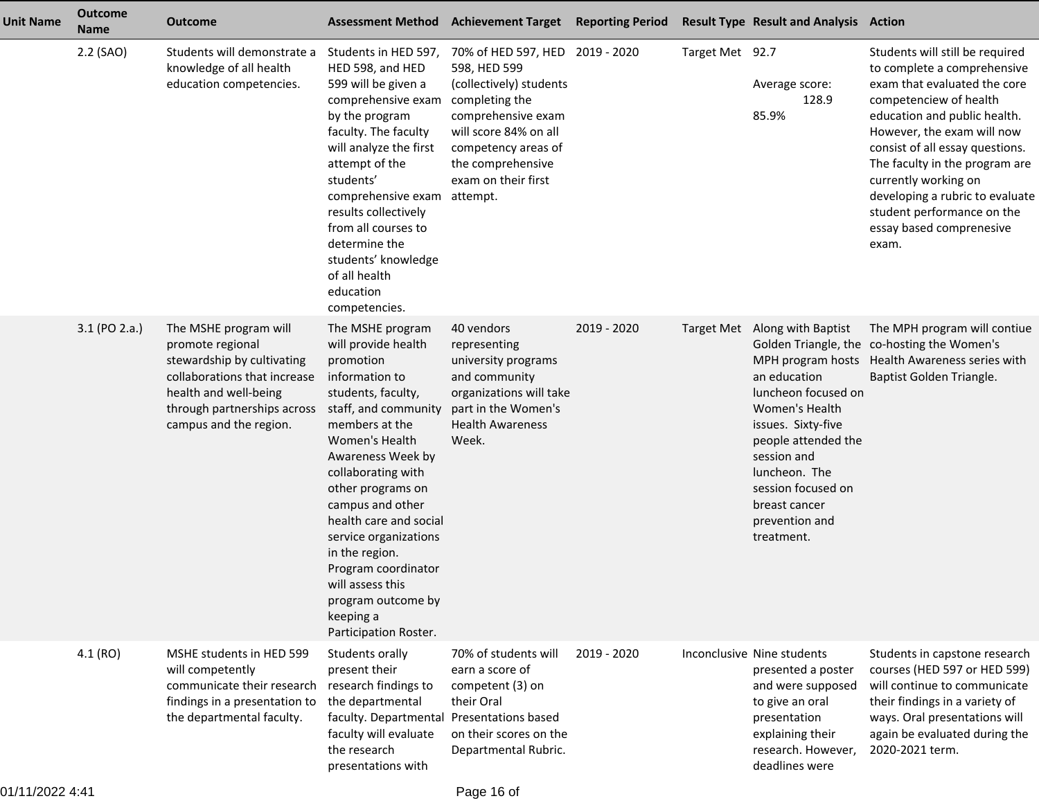| Unit Name | Outcome Name | Outcome | Assessment Method | Achievement Target | Reporting Period | Result Type | Result and Analysis | Action |
|---|---|---|---|---|---|---|---|---|
| | 2.2 (SAO) | Students will demonstrate a knowledge of all health education competencies. | Students in HED 597, HED 598, and HED 599 will be given a comprehensive exam by the program faculty. The faculty will analyze the first attempt of the students' comprehensive exam results collectively from all courses to determine the students' knowledge of all health education competencies. | 70% of HED 597, HED 598, HED 599 (collectively) students completing the comprehensive exam will score 84% on all competency areas of the comprehensive exam on their first attempt. | 2019 - 2020 | Target Met | 92.7<br><br>Average score: 128.9<br>85.9% | Students will still be required to complete a comprehensive exam that evaluated the core competenciew of health education and public health. However, the exam will now consist of all essay questions. The faculty in the program are currently working on developing a rubric to evaluate student performance on the essay based comprenesive exam. |
| | 3.1 (PO 2.a.) | The MSHE program will promote regional stewardship by cultivating collaborations that increase health and well-being through partnerships across campus and the region. | The MSHE program will provide health promotion information to students, faculty, staff, and community members at the Women's Health Awareness Week by collaborating with other programs on campus and other health care and social service organizations in the region. Program coordinator will assess this program outcome by keeping a Participation Roster. | 40 vendors representing university programs and community organizations will take part in the Women's Health Awareness Week. | 2019 - 2020 | Target Met | Along with Baptist Golden Triangle, the MPH program hosts an education luncheon focused on Women's Health issues. Sixty-five people attended the session and luncheon. The session focused on breast cancer prevention and treatment. | The MPH program will contiue co-hosting the Women's Health Awareness series with Baptist Golden Triangle. |
| | 4.1 (RO) | MSHE students in HED 599 will competently communicate their research findings in a presentation to the departmental faculty. | Students orally present their research findings to the departmental faculty. Departmental faculty will evaluate the research presentations with | 70% of students will earn a score of competent (3) on their Oral Presentations based on their scores on the Departmental Rubric. | 2019 - 2020 | Inconclusive | Nine students presented a poster and were supposed to give an oral presentation explaining their research. However, deadlines were | Students in capstone research courses (HED 597 or HED 599) will continue to communicate their findings in a variety of ways. Oral presentations will again be evaluated during the 2020-2021 term. |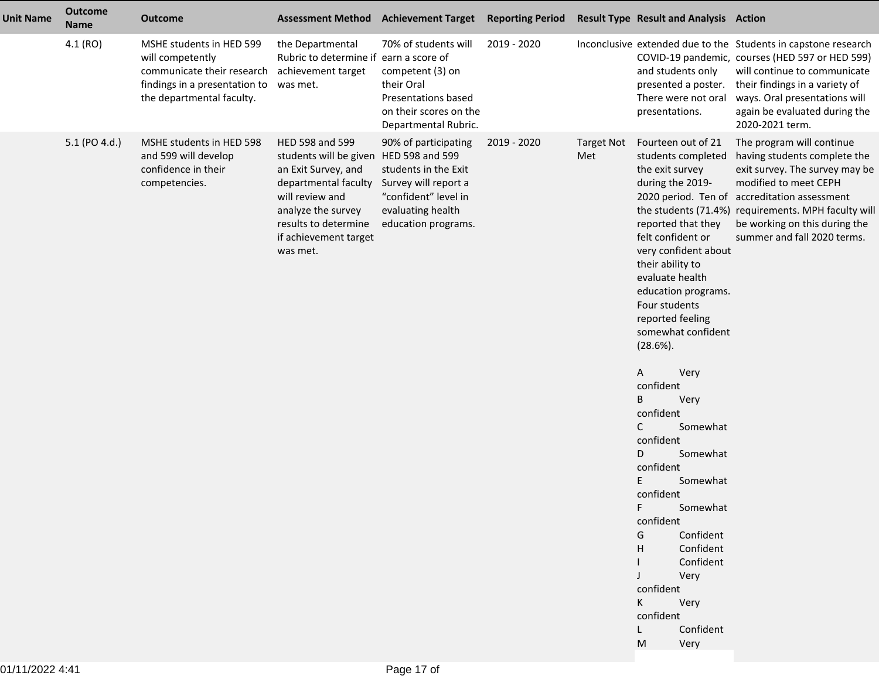| Unit Name | Outcome Name | Outcome | Assessment Method | Achievement Target | Reporting Period | Result Type | Result and Analysis | Action |
|---|---|---|---|---|---|---|---|---|
| | 4.1 (RO) | MSHE students in HED 599 will competently communicate their research findings in a presentation to the departmental faculty. | the Departmental Rubric to determine if achievement target was met. | 70% of students will earn a score of competent (3) on their Oral Presentations based on their scores on the Departmental Rubric. | 2019 - 2020 | Inconclusive | extended due to the COVID-19 pandemic, and students only presented a poster. There were not oral presentations. | Students in capstone research courses (HED 597 or HED 599) will continue to communicate their findings in a variety of ways. Oral presentations will again be evaluated during the 2020-2021 term. |
| | 5.1 (PO 4.d.) | MSHE students in HED 598 and 599 will develop confidence in their competencies. | HED 598 and 599 students will be given an Exit Survey, and departmental faculty will review and analyze the survey results to determine if achievement target was met. | 90% of participating HED 598 and 599 students in the Exit Survey will report a “confident” level in evaluating health education programs. | 2019 - 2020 | Target Not Met | Fourteen out of 21 students completed the exit survey during the 2019-2020 period. Ten of the students (71.4%) reported that they felt confident or very confident about their ability to evaluate health education programs. Four students reported feeling somewhat confident (28.6%).<br><br>A Very confident<br>B Very confident<br>C Somewhat confident<br>D Somewhat confident<br>E Somewhat confident<br>F Somewhat confident<br>G Confident<br>H Confident<br>I Confident<br>J Very confident<br>K Very confident<br>L Confident<br>M Very | The program will continue having students complete the exit survey. The survey may be modified to meet CEPH accreditation assessment requirements. MPH faculty will be working on this during the summer and fall 2020 terms. |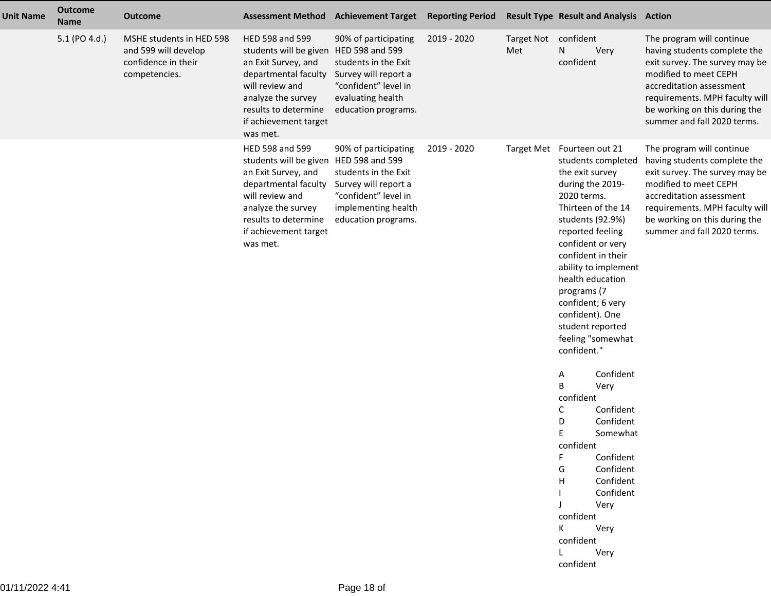| Unit Name | Outcome Name | Outcome | Assessment Method | Achievement Target | Reporting Period | Result Type | Result and Analysis | Action |
|---|---|---|---|---|---|---|---|---|
| | 5.1 (PO 4.d.) | MSHE students in HED 598 and 599 will develop confidence in their competencies. | HED 598 and 599 students will be given an Exit Survey, and departmental faculty will review and analyze the survey results to determine if achievement target was met. | 90% of participating HED 598 and 599 students in the Exit Survey will report a "confident" level in evaluating health education programs. | 2019 - 2020 | Target Not Met | confident<br>N Very confident | The program will continue having students complete the exit survey. The survey may be modified to meet CEPH accreditation assessment requirements. MPH faculty will be working on this during the summer and fall 2020 terms. |
| | | | HED 598 and 599 students will be given an Exit Survey, and departmental faculty will review and analyze the survey results to determine if achievement target was met. | 90% of participating HED 598 and 599 students in the Exit Survey will report a "confident" level in implementing health education programs. | 2019 - 2020 | Target Met | Fourteen out 21 students completed the exit survey during the 2019-2020 terms. Thirteen of the 14 students (92.9%) reported feeling confident or very confident in their ability to implement health education programs (7 confident; 6 very confident). One student reported feeling "somewhat confident."<br><br>A Confident<br>B Very confident<br>C Confident<br>D Confident<br>E Somewhat confident<br>F Confident<br>G Confident<br>H Confident<br>I Confident<br>J Very confident<br>K Very confident<br>L Very confident | The program will continue having students complete the exit survey. The survey may be modified to meet CEPH accreditation assessment requirements. MPH faculty will be working on this during the summer and fall 2020 terms. |

01/11/2022 4:41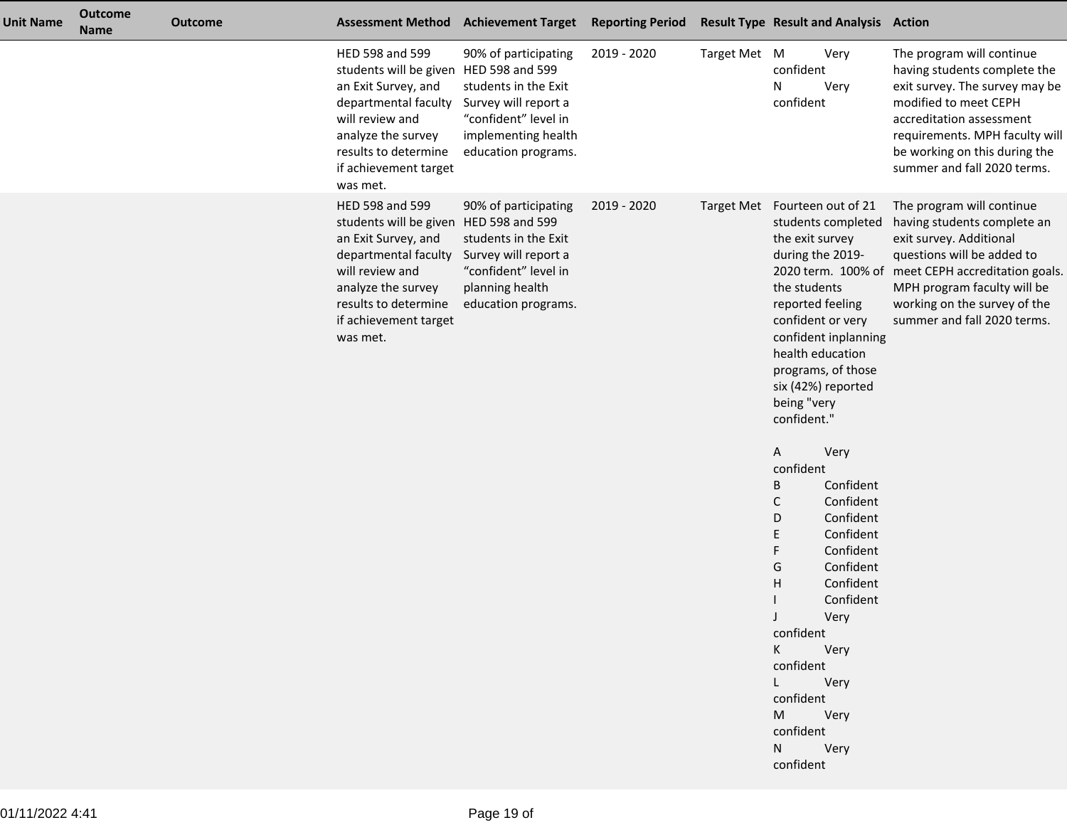| Unit Name | Outcome Name | Outcome | Assessment Method | Achievement Target | Reporting Period | Result Type | Result and Analysis | Action |
|---|---|---|---|---|---|---|---|---|
| | | | HED 598 and 599 students will be given an Exit Survey, and departmental faculty will review and analyze the survey results to determine if achievement target was met. | 90% of participating HED 598 and 599 students in the Exit Survey will report a "confident" level in implementing health education programs. | 2019 - 2020 | Target Met | M Very confident<br>N Very confident | The program will continue having students complete the exit survey. The survey may be modified to meet CEPH accreditation assessment requirements. MPH faculty will be working on this during the summer and fall 2020 terms. |
| | | | HED 598 and 599 students will be given an Exit Survey, and departmental faculty will review and analyze the survey results to determine if achievement target was met. | 90% of participating HED 598 and 599 students in the Exit Survey will report a "confident" level in planning health education programs. | 2019 - 2020 | Target Met | Fourteen out of 21 students completed the exit survey during the 2019-2020 term. 100% of the students reported feeling confident or very confident inplanning health education programs, of those six (42%) reported being "very confident."<br><br>A Very confident<br>B Confident<br>C Confident<br>D Confident<br>E Confident<br>F Confident<br>G Confident<br>H Confident<br>I Confident<br>J Very confident<br>K Very confident<br>L Very confident<br>M Very confident<br>N Very confident | The program will continue having students complete an exit survey. Additional questions will be added to meet CEPH accreditation goals. MPH program faculty will be working on the survey of the summer and fall 2020 terms. |

01/11/2022 4:41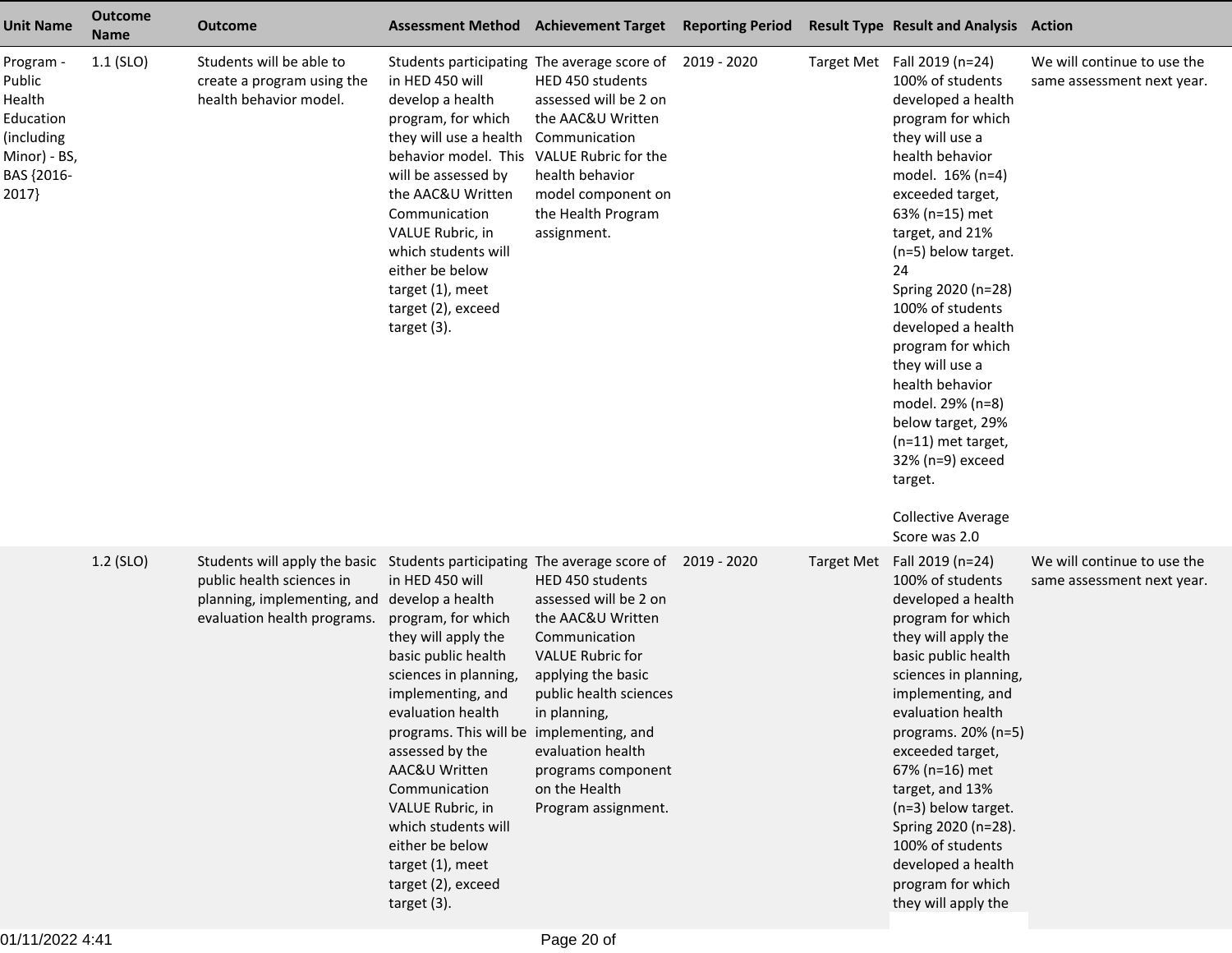| Unit Name | Outcome Name | Outcome | Assessment Method | Achievement Target | Reporting Period | Result Type | Result and Analysis | Action |
|---|---|---|---|---|---|---|---|---|
| Program - Public Health Education (including Minor) - BS, BAS {2016-2017} | 1.1 (SLO) | Students will be able to create a program using the health behavior model. | Students participating in HED 450 will develop a health program, for which they will use a health behavior model. This will be assessed by the AAC&U Written Communication VALUE Rubric, in which students will either be below target (1), meet target (2), exceed target (3). | The average score of HED 450 students assessed will be 2 on the AAC&U Written Communication VALUE Rubric for the health behavior model component on the Health Program assignment. | 2019 - 2020 | Target Met | Fall 2019 (n=24) 100% of students developed a health program for which they will use a health behavior model. 16% (n=4) exceeded target, 63% (n=15) met target, and 21% (n=5) below target. 24 Spring 2020 (n=28) 100% of students developed a health program for which they will use a health behavior model. 29% (n=8) below target, 29% (n=11) met target, 32% (n=9) exceed target. Collective Average Score was 2.0 | We will continue to use the same assessment next year. |
| | 1.2 (SLO) | Students will apply the basic public health sciences in planning, implementing, and evaluation health programs. | Students participating in HED 450 will develop a health program, for which they will apply the basic public health sciences in planning, implementing, and evaluation health programs. This will be assessed by the AAC&U Written Communication VALUE Rubric, in which students will either be below target (1), meet target (2), exceed target (3). | The average score of HED 450 students assessed will be 2 on the AAC&U Written Communication VALUE Rubric for applying the basic public health sciences in planning, implementing, and evaluation health programs component on the Health Program assignment. | 2019 - 2020 | Target Met | Fall 2019 (n=24) 100% of students developed a health program for which they will apply the basic public health sciences in planning, implementing, and evaluation health programs. 20% (n=5) exceeded target, 67% (n=16) met target, and 13% (n=3) below target. Spring 2020 (n=28). 100% of students developed a health program for which they will apply the | We will continue to use the same assessment next year. |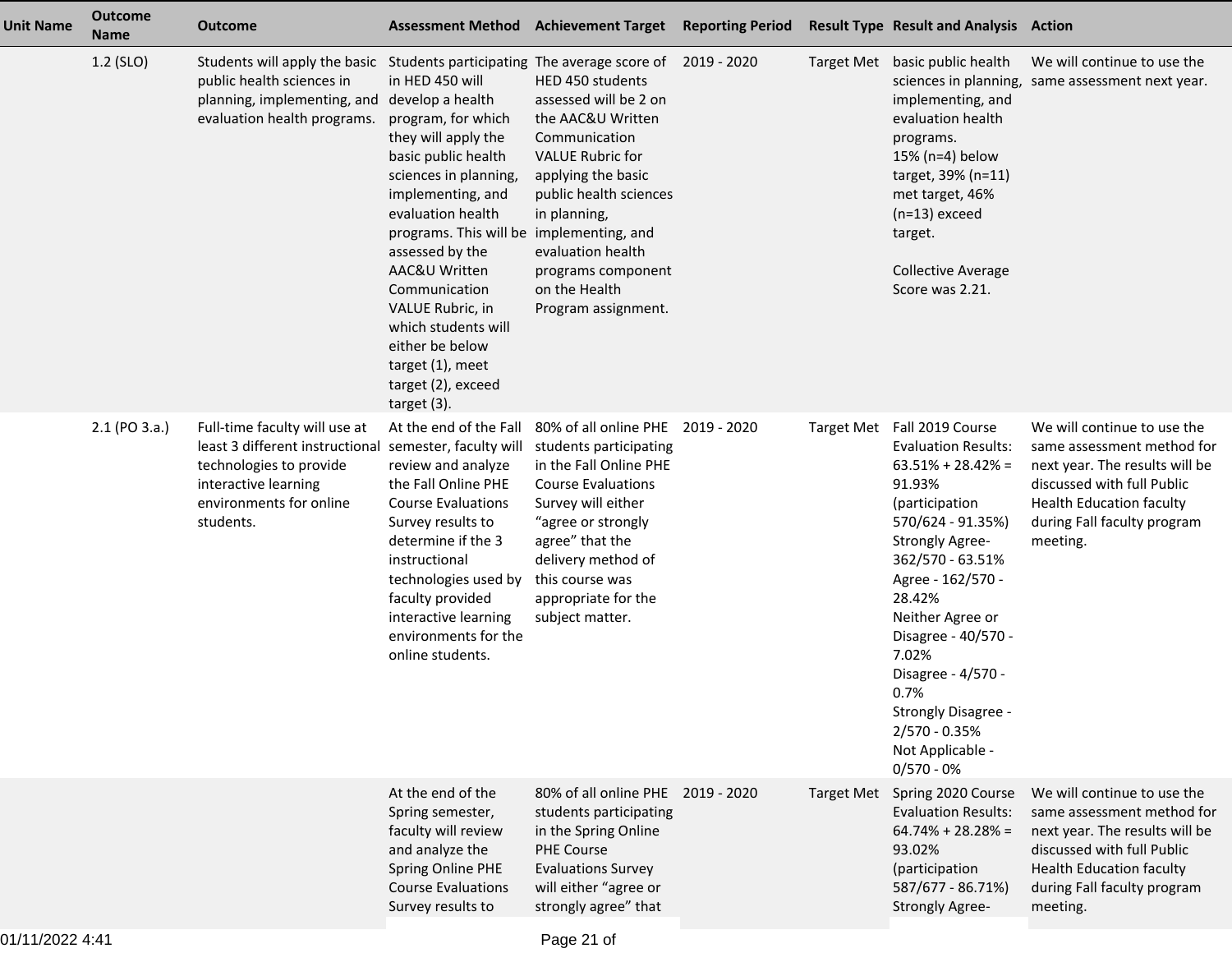| Unit Name | Outcome Name | Outcome | Assessment Method | Achievement Target | Reporting Period | Result Type | Result and Analysis | Action |
|---|---|---|---|---|---|---|---|---|
| | 1.2 (SLO) | Students will apply the basic public health sciences in planning, implementing, and evaluation health programs. | Students participating in HED 450 will develop a health program, for which they will apply the basic public health sciences in planning, implementing, and evaluation health programs. This will be assessed by the AAC&U Written Communication VALUE Rubric, in which students will either be below target (1), meet target (2), exceed target (3). | The average score of HED 450 students assessed will be 2 on the AAC&U Written Communication VALUE Rubric for applying the basic public health sciences in planning, implementing, and evaluation health programs component on the Health Program assignment. | 2019 - 2020 | Target Met | basic public health sciences in planning, implementing, and evaluation health programs.<br>15% (n=4) below target, 39% (n=11) met target, 46% (n=13) exceed target.<br><br>Collective Average Score was 2.21. | We will continue to use the same assessment next year. |
| | 2.1 (PO 3.a.) | Full-time faculty will use at least 3 different instructional technologies to provide interactive learning environments for online students. | At the end of the Fall semester, faculty will review and analyze the Fall Online PHE Course Evaluations Survey results to determine if the 3 instructional technologies used by faculty provided interactive learning environments for the online students. | 80% of all online PHE students participating in the Fall Online PHE Course Evaluations Survey will either "agree or strongly agree" that the delivery method of this course was appropriate for the subject matter. | 2019 - 2020 | Target Met | Fall 2019 Course Evaluation Results: 63.51% + 28.42% = 91.93% (participation 570/624 - 91.35%)<br>Strongly Agree- 362/570 - 63.51%<br>Agree - 162/570 - 28.42%<br>Neither Agree or Disagree - 40/570 - 7.02%<br>Disagree - 4/570 - 0.7%<br>Strongly Disagree - 2/570 - 0.35%<br>Not Applicable - 0/570 - 0% | We will continue to use the same assessment method for next year. The results will be discussed with full Public Health Education faculty during Fall faculty program meeting. |
| | | | At the end of the Spring semester, faculty will review and analyze the Spring Online PHE Course Evaluations Survey results to | 80% of all online PHE students participating in the Spring Online PHE Course Evaluations Survey will either "agree or strongly agree" that | 2019 - 2020 | Target Met | Spring 2020 Course Evaluation Results: 64.74% + 28.28% = 93.02% (participation 587/677 - 86.71%)<br>Strongly Agree- | We will continue to use the same assessment method for next year. The results will be discussed with full Public Health Education faculty during Fall faculty program meeting. |

01/11/2022 4:41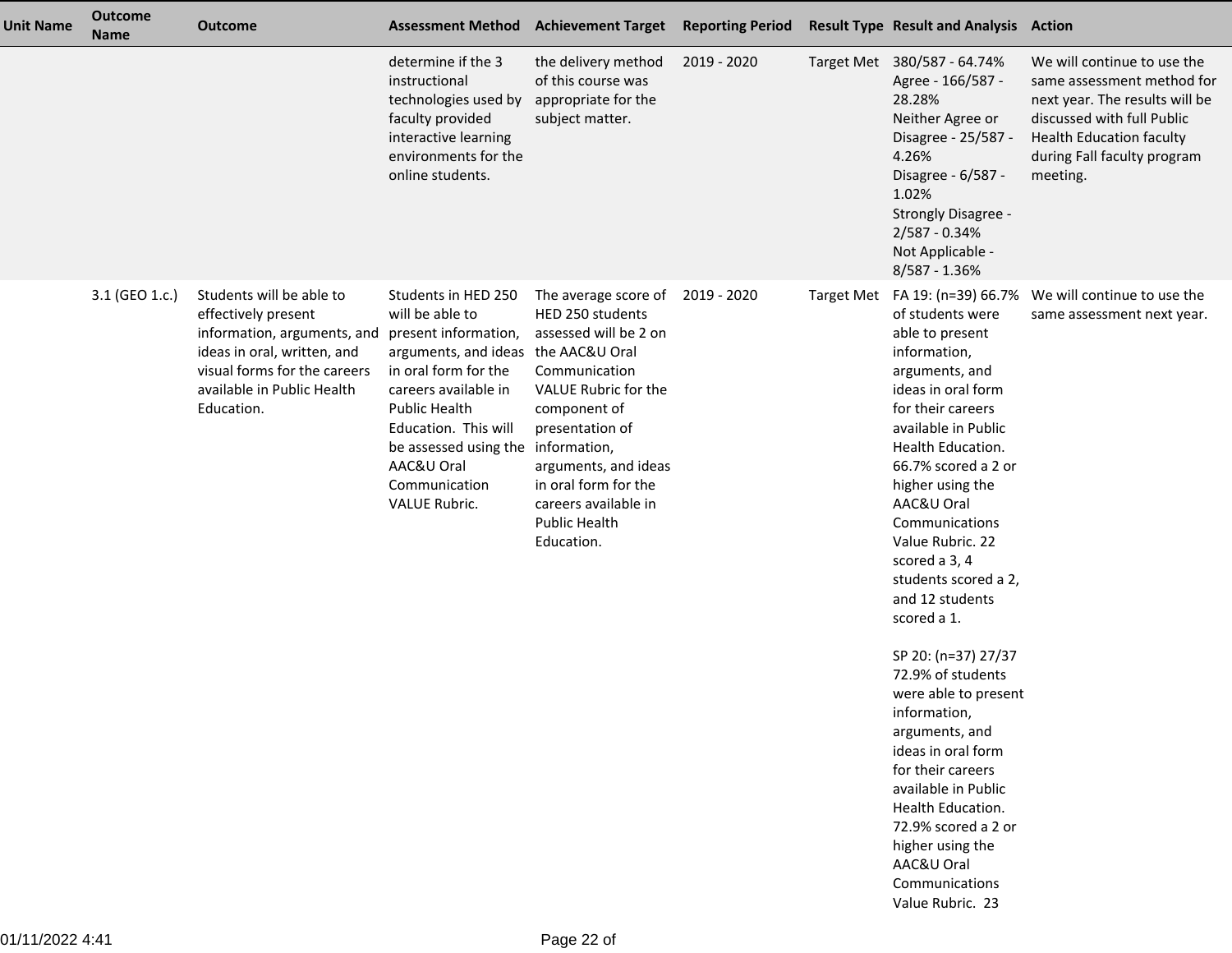| Unit Name | Outcome Name | Outcome | Assessment Method | Achievement Target | Reporting Period | Result Type | Result and Analysis | Action |
|---|---|---|---|---|---|---|---|---|
| | | | determine if the 3 instructional technologies used by faculty provided interactive learning environments for the online students. | the delivery method of this course was appropriate for the subject matter. | 2019 - 2020 | Target Met | 380/587 - 64.74% Agree - 166/587 - 28.28% Neither Agree or Disagree - 25/587 - 4.26% Disagree - 6/587 - 1.02% Strongly Disagree - 2/587 - 0.34% Not Applicable - 8/587 - 1.36% | We will continue to use the same assessment method for next year. The results will be discussed with full Public Health Education faculty during Fall faculty program meeting. |
| | 3.1 (GEO 1.c.) | Students will be able to effectively present information, arguments, and ideas in oral, written, and visual forms for the careers available in Public Health Education. | Students in HED 250 will be able to present information, arguments, and ideas in oral form for the careers available in Public Health Education. This will be assessed using the AAC&U Oral Communication VALUE Rubric. | The average score of HED 250 students assessed will be 2 on the AAC&U Oral Communication VALUE Rubric for the component of presentation of information, arguments, and ideas in oral form for the careers available in Public Health Education. | 2019 - 2020 | Target Met | FA 19: (n=39) 66.7% of students were able to present information, arguments, and ideas in oral form for their careers available in Public Health Education. 66.7% scored a 2 or higher using the AAC&U Oral Communications Value Rubric. 22 scored a 3, 4 students scored a 2, and 12 students scored a 1.<br><br>SP 20: (n=37) 27/37 72.9% of students were able to present information, arguments, and ideas in oral form for their careers available in Public Health Education. 72.9% scored a 2 or higher using the AAC&U Oral Communications Value Rubric. 23 | We will continue to use the same assessment next year. |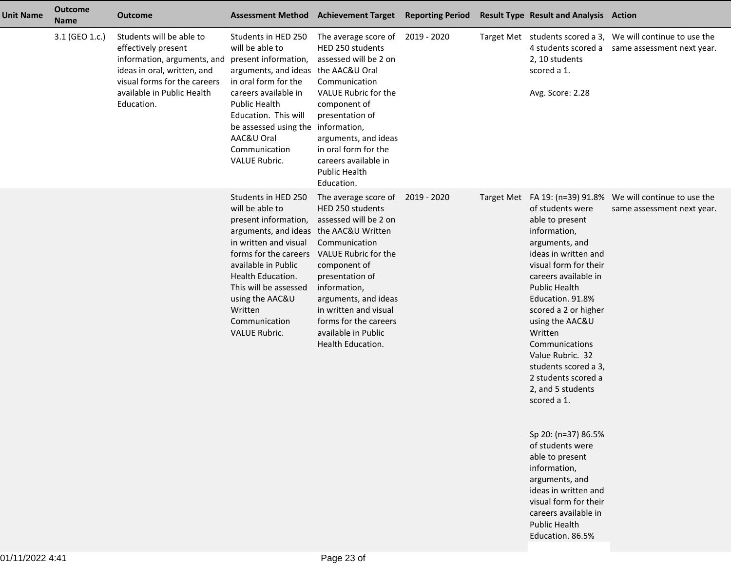| Unit Name | Outcome Name | Outcome | Assessment Method | Achievement Target | Reporting Period | Result Type | Result and Analysis | Action |
|---|---|---|---|---|---|---|---|---|
| | 3.1 (GEO 1.c.) | Students will be able to effectively present information, arguments, and ideas in oral, written, and visual forms for the careers available in Public Health Education. | Students in HED 250 will be able to present information, arguments, and ideas in oral form for the careers available in Public Health Education. This will be assessed using the AAC&U Oral Communication VALUE Rubric. | The average score of HED 250 students assessed will be 2 on the AAC&U Oral Communication VALUE Rubric for the component of presentation of information, arguments, and ideas in oral form for the careers available in Public Health Education. | 2019 - 2020 | Target Met | students scored a 3, 4 students scored a 2, 10 students scored a 1.<br><br>Avg. Score: 2.28 | We will continue to use the same assessment next year. |
| | | | Students in HED 250 will be able to present information, arguments, and ideas in written and visual forms for the careers available in Public Health Education. This will be assessed using the AAC&U Written Communication VALUE Rubric. | The average score of HED 250 students assessed will be 2 on the AAC&U Written Communication VALUE Rubric for the component of presentation of information, arguments, and ideas in written and visual forms for the careers available in Public Health Education. | 2019 - 2020 | Target Met | FA 19: (n=39) 91.8% of students were able to present information, arguments, and ideas in written and visual form for their careers available in Public Health Education. 91.8% scored a 2 or higher using the AAC&U Written Communications Value Rubric. 32 students scored a 3, 2 students scored a 2, and 5 students scored a 1.<br><br>Sp 20: (n=37) 86.5% of students were able to present information, arguments, and ideas in written and visual form for their careers available in Public Health Education. 86.5% | We will continue to use the same assessment next year. |

01/11/2022 4:41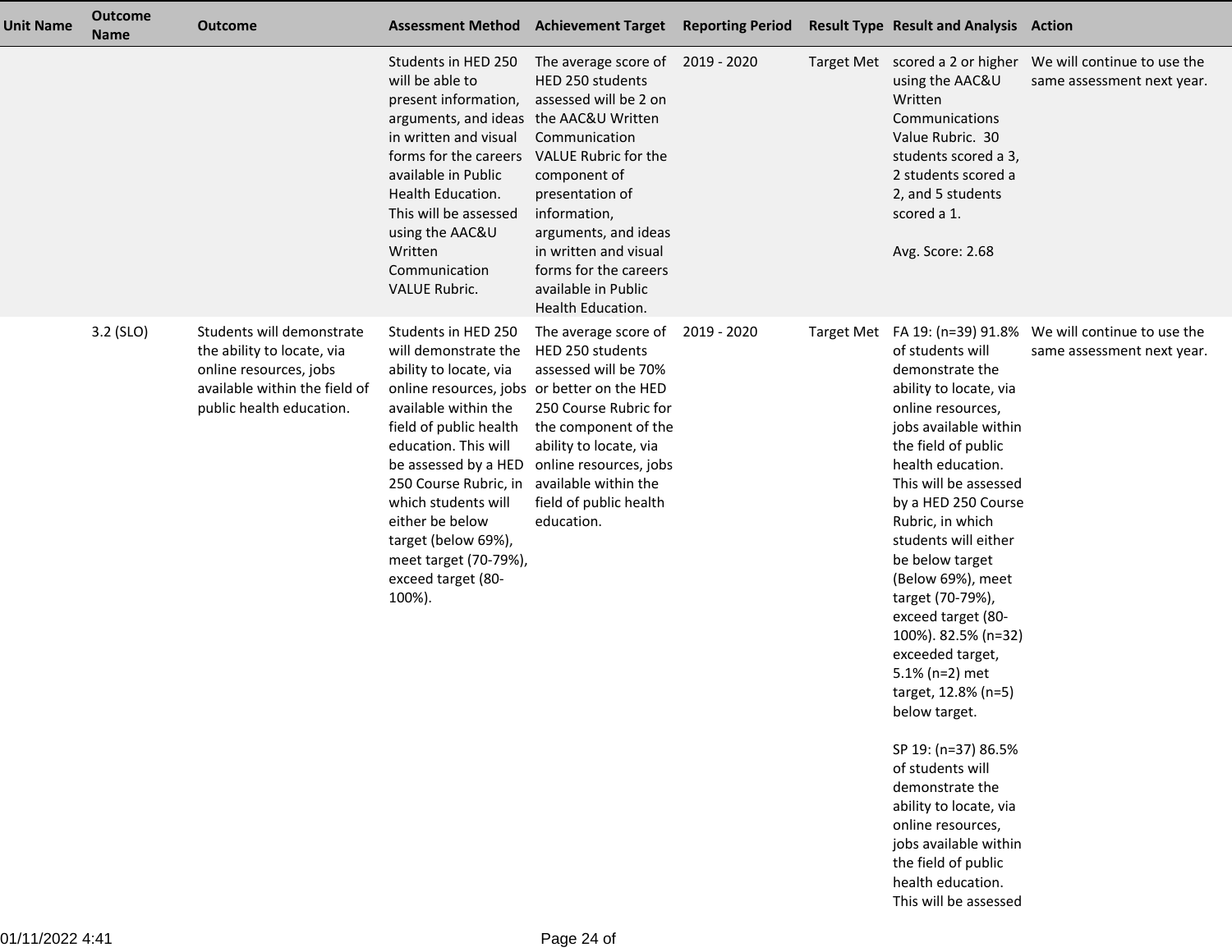| Unit Name | Outcome Name | Outcome | Assessment Method | Achievement Target | Reporting Period | Result Type | Result and Analysis | Action |
|---|---|---|---|---|---|---|---|---|
| | | | Students in HED 250 will be able to present information, arguments, and ideas in written and visual forms for the careers available in Public Health Education. This will be assessed using the AAC&U Written Communication VALUE Rubric. | The average score of HED 250 students assessed will be 2 on the AAC&U Written Communication VALUE Rubric for the component of presentation of information, arguments, and ideas in written and visual forms for the careers available in Public Health Education. | 2019 - 2020 | Target Met | scored a 2 or higher using the AAC&U Written Communications Value Rubric. 30 students scored a 3, 2 students scored a 2, and 5 students scored a 1.<br><br>Avg. Score: 2.68 | We will continue to use the same assessment next year. |
| | 3.2 (SLO) | Students will demonstrate the ability to locate, via online resources, jobs available within the field of public health education. | Students in HED 250 will demonstrate the ability to locate, via online resources, jobs available within the field of public health education. This will be assessed by a HED 250 Course Rubric, in which students will either be below target (below 69%), meet target (70-79%), exceed target (80-100%). | The average score of HED 250 students assessed will be 70% or better on the HED 250 Course Rubric for the component of the ability to locate, via online resources, jobs available within the field of public health education. | 2019 - 2020 | Target Met | FA 19: (n=39) 91.8% of students will demonstrate the ability to locate, via online resources, jobs available within the field of public health education. This will be assessed by a HED 250 Course Rubric, in which students will either be below target (Below 69%), meet target (70-79%), exceed target (80-100%). 82.5% (n=32) exceeded target, 5.1% (n=2) met target, 12.8% (n=5) below target.<br><br>SP 19: (n=37) 86.5% of students will demonstrate the ability to locate, via online resources, jobs available within the field of public health education. This will be assessed | We will continue to use the same assessment next year. |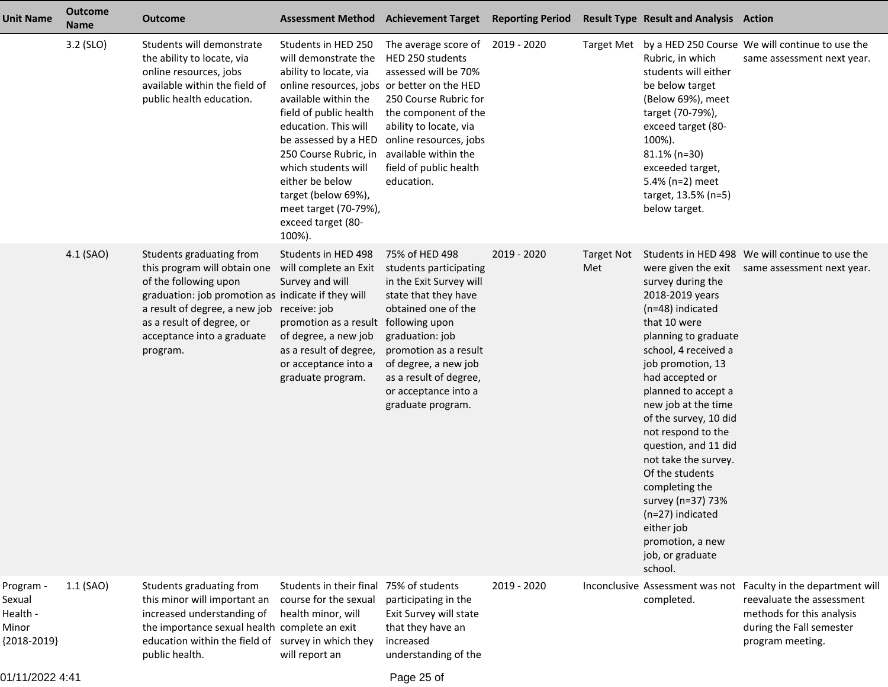| Unit Name | Outcome Name | Outcome | Assessment Method | Achievement Target | Reporting Period | Result Type | Result and Analysis | Action |
|---|---|---|---|---|---|---|---|---|
| | 3.2 (SLO) | Students will demonstrate the ability to locate, via online resources, jobs available within the field of public health education. | Students in HED 250 will demonstrate the ability to locate, via online resources, jobs available within the field of public health education. This will be assessed by a HED 250 Course Rubric, in which students will either be below target (below 69%), meet target (70-79%), exceed target (80-100%). | The average score of HED 250 students assessed will be 70% or better on the HED 250 Course Rubric for the component of the ability to locate, via online resources, jobs available within the field of public health education. | 2019 - 2020 | Target Met | by a HED 250 Course Rubric, in which students will either be below target (Below 69%), meet target (70-79%), exceed target (80-100%).<br>81.1% (n=30) exceeded target, 5.4% (n=2) meet target, 13.5% (n=5) below target. | We will continue to use the same assessment next year. |
| | 4.1 (SAO) | Students graduating from this program will obtain one of the following upon graduation: job promotion as a result of degree, a new job as a result of degree, or acceptance into a graduate program. | Students in HED 498 will complete an Exit Survey and will indicate if they will receive: job promotion as a result of degree, a new job as a result of degree, or acceptance into a graduate program. | 75% of HED 498 students participating in the Exit Survey will state that they have obtained one of the following upon graduation: job promotion as a result of degree, a new job as a result of degree, or acceptance into a graduate program. | 2019 - 2020 | Target Not Met | Students in HED 498 were given the exit survey during the 2018-2019 years (n=48) indicated that 10 were planning to graduate school, 4 received a job promotion, 13 had accepted or planned to accept a new job at the time of the survey, 10 did not respond to the question, and 11 did not take the survey. Of the students completing the survey (n=37) 73% (n=27) indicated either job promotion, a new job, or graduate school. | We will continue to use the same assessment next year. |
| Program - Sexual Health - Minor {2018-2019} | 1.1 (SAO) | Students graduating from this minor will important an increased understanding of the importance sexual health education within the field of public health. | Students in their final course for the sexual health minor, will complete an exit survey in which they will report an | 75% of students participating in the Exit Survey will state that they have an increased understanding of the | 2019 - 2020 | Inconclusive | Assessment was not completed. | Faculty in the department will reevaluate the assessment methods for this analysis during the Fall semester program meeting. |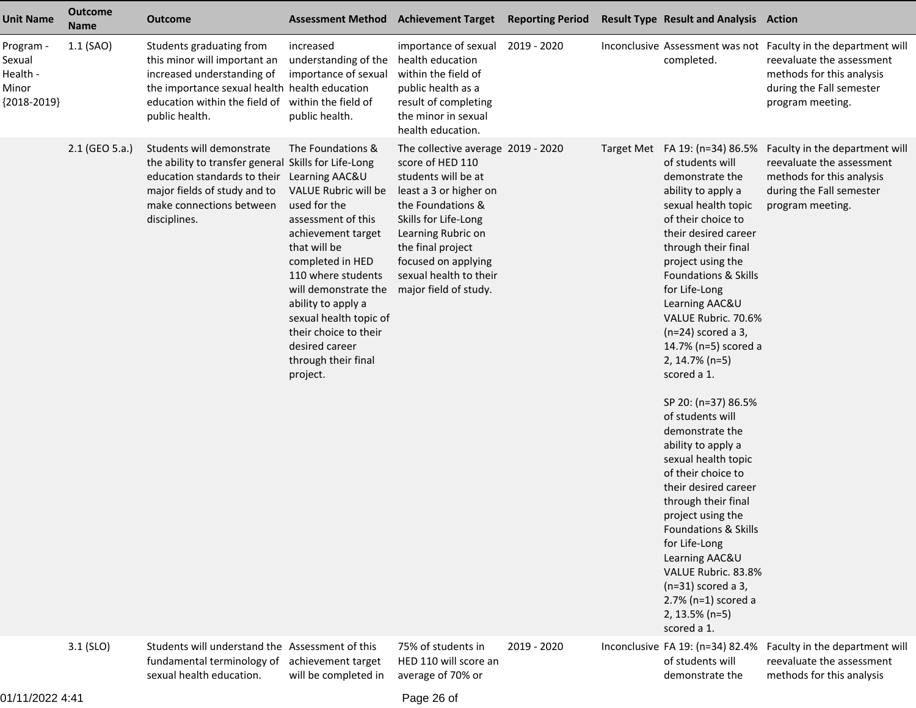| Unit Name | Outcome Name | Outcome | Assessment Method | Achievement Target | Reporting Period | Result Type | Result and Analysis | Action |
|---|---|---|---|---|---|---|---|---|
| Program - Sexual Health - Minor {2018-2019} | 1.1 (SAO) | Students graduating from this minor will important an increased understanding of the importance sexual health education within the field of public health. | increased understanding of the importance of sexual health education within the field of public health. | importance of sexual health education within the field of public health as a result of completing the minor in sexual health education. | 2019 - 2020 | Inconclusive | Assessment was not completed. | Faculty in the department will reevaluate the assessment methods for this analysis during the Fall semester program meeting. |
| | 2.1 (GEO 5.a.) | Students will demonstrate the ability to transfer general education standards to their major fields of study and to make connections between disciplines. | The Foundations & Skills for Life-Long Learning AAC&U VALUE Rubric will be used for the assessment of this achievement target that will be completed in HED 110 where students will demonstrate the ability to apply a sexual health topic of their choice to their desired career through their final project. | The collective average score of HED 110 students will be at least a 3 or higher on the Foundations & Skills for Life-Long Learning Rubric on the final project focused on applying sexual health to their major field of study. | 2019 - 2020 | Target Met | FA 19: (n=34) 86.5% of students will demonstrate the ability to apply a sexual health topic of their choice to their desired career through their final project using the Foundations & Skills for Life-Long Learning AAC&U VALUE Rubric. 70.6% (n=24) scored a 3, 14.7% (n=5) scored a 2, 14.7% (n=5) scored a 1.<br><br>SP 20: (n=37) 86.5% of students will demonstrate the ability to apply a sexual health topic of their choice to their desired career through their final project using the Foundations & Skills for Life-Long Learning AAC&U VALUE Rubric. 83.8% (n=31) scored a 3, 2.7% (n=1) scored a 2, 13.5% (n=5) scored a 1. | Faculty in the department will reevaluate the assessment methods for this analysis during the Fall semester program meeting. |
| | 3.1 (SLO) | Students will understand the fundamental terminology of sexual health education. | Assessment of this achievement target will be completed in | 75% of students in HED 110 will score an average of 70% or | 2019 - 2020 | Inconclusive | FA 19: (n=34) 82.4% of students will demonstrate the | Faculty in the department will reevaluate the assessment methods for this analysis |

01/11/2022 4:41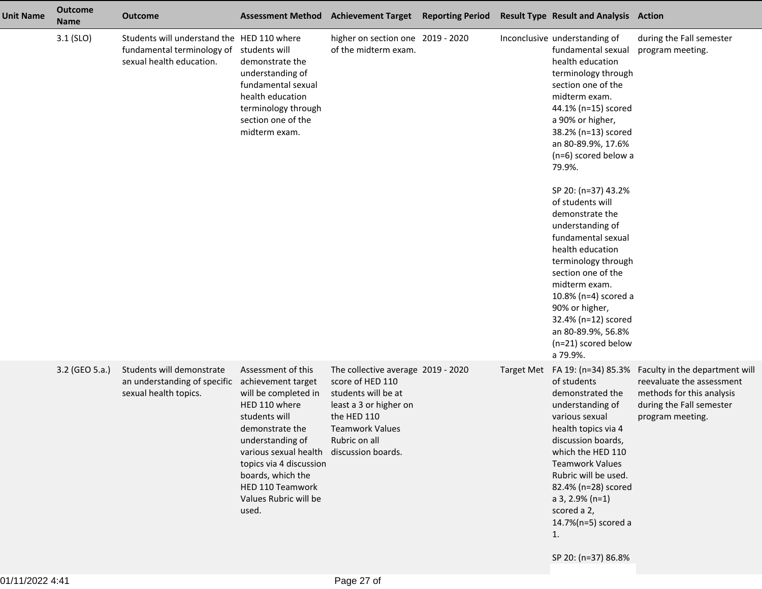| Unit Name | Outcome Name | Outcome | Assessment Method | Achievement Target | Reporting Period | Result Type | Result and Analysis | Action |
|---|---|---|---|---|---|---|---|---|
| | 3.1 (SLO) | Students will understand the fundamental terminology of sexual health education. | HED 110 where students will demonstrate the understanding of fundamental sexual health education terminology through section one of the midterm exam. | higher on section one of the midterm exam. | 2019 - 2020 | Inconclusive | understanding of fundamental sexual health education terminology through section one of the midterm exam. 44.1% (n=15) scored a 90% or higher, 38.2% (n=13) scored an 80-89.9%, 17.6% (n=6) scored below a 79.9%.<br><br>SP 20: (n=37) 43.2% of students will demonstrate the understanding of fundamental sexual health education terminology through section one of the midterm exam. 10.8% (n=4) scored a 90% or higher, 32.4% (n=12) scored an 80-89.9%, 56.8% (n=21) scored below a 79.9%. | during the Fall semester program meeting. |
| | 3.2 (GEO 5.a.) | Students will demonstrate an understanding of specific sexual health topics. | Assessment of this achievement target will be completed in HED 110 where students will demonstrate the understanding of various sexual health topics via 4 discussion boards, which the HED 110 Teamwork Values Rubric will be used. | The collective average score of HED 110 students will be at least a 3 or higher on the HED 110 Teamwork Values Rubric on all discussion boards. | 2019 - 2020 | Target Met | FA 19: (n=34) 85.3% of students demonstrated the understanding of various sexual health topics via 4 discussion boards, which the HED 110 Teamwork Values Rubric will be used. 82.4% (n=28) scored a 3, 2.9% (n=1) scored a 2, 14.7%(n=5) scored a 1.<br><br>SP 20: (n=37) 86.8% | Faculty in the department will reevaluate the assessment methods for this analysis during the Fall semester program meeting. |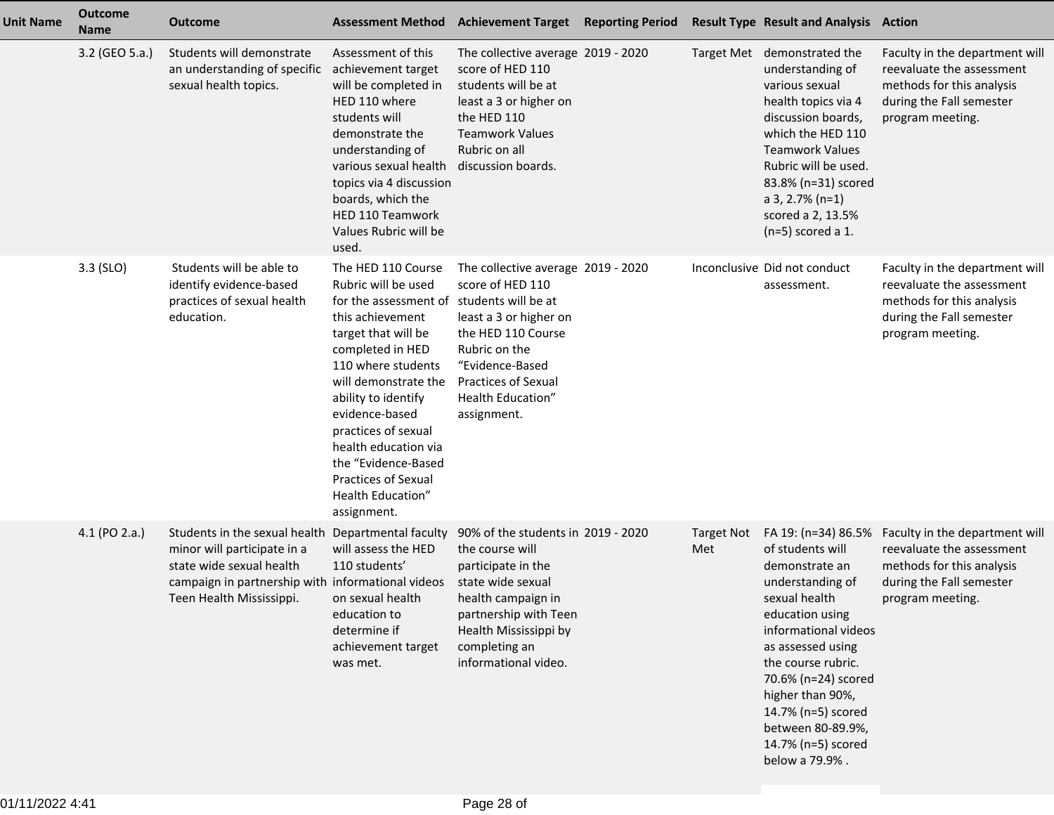| Unit Name | Outcome Name | Outcome | Assessment Method | Achievement Target | Reporting Period | Result Type | Result and Analysis | Action |
|---|---|---|---|---|---|---|---|---|
| | 3.2 (GEO 5.a.) | Students will demonstrate an understanding of specific sexual health topics. | Assessment of this achievement target will be completed in HED 110 where students will demonstrate the understanding of various sexual health topics via 4 discussion boards, which the HED 110 Teamwork Values Rubric will be used. | The collective average score of HED 110 students will be at least a 3 or higher on the HED 110 Teamwork Values Rubric on all discussion boards. | 2019 - 2020 | Target Met | demonstrated the understanding of various sexual health topics via 4 discussion boards, which the HED 110 Teamwork Values Rubric will be used. 83.8% (n=31) scored a 3, 2.7% (n=1) scored a 2, 13.5% (n=5) scored a 1. | Faculty in the department will reevaluate the assessment methods for this analysis during the Fall semester program meeting. |
| | 3.3 (SLO) | Students will be able to identify evidence-based practices of sexual health education. | The HED 110 Course Rubric will be used for the assessment of this achievement target that will be completed in HED 110 where students will demonstrate the ability to identify evidence-based practices of sexual health education via the "Evidence-Based Practices of Sexual Health Education" assignment. | The collective average score of HED 110 students will be at least a 3 or higher on the HED 110 Course Rubric on the "Evidence-Based Practices of Sexual Health Education" assignment. | 2019 - 2020 | Inconclusive | Did not conduct assessment. | Faculty in the department will reevaluate the assessment methods for this analysis during the Fall semester program meeting. |
| | 4.1 (PO 2.a.) | Students in the sexual health minor will participate in a state wide sexual health campaign in partnership with Teen Health Mississippi. | Departmental faculty will assess the HED 110 students' informational videos on sexual health education to determine if achievement target was met. | 90% of the students in the course will participate in the state wide sexual health campaign in partnership with Teen Health Mississippi by completing an informational video. | 2019 - 2020 | Target Not Met | FA 19: (n=34) 86.5% of students will demonstrate an understanding of sexual health education using informational videos as assessed using the course rubric. 70.6% (n=24) scored higher than 90%, 14.7% (n=5) scored between 80-89.9%, 14.7% (n=5) scored below a 79.9% . | Faculty in the department will reevaluate the assessment methods for this analysis during the Fall semester program meeting. |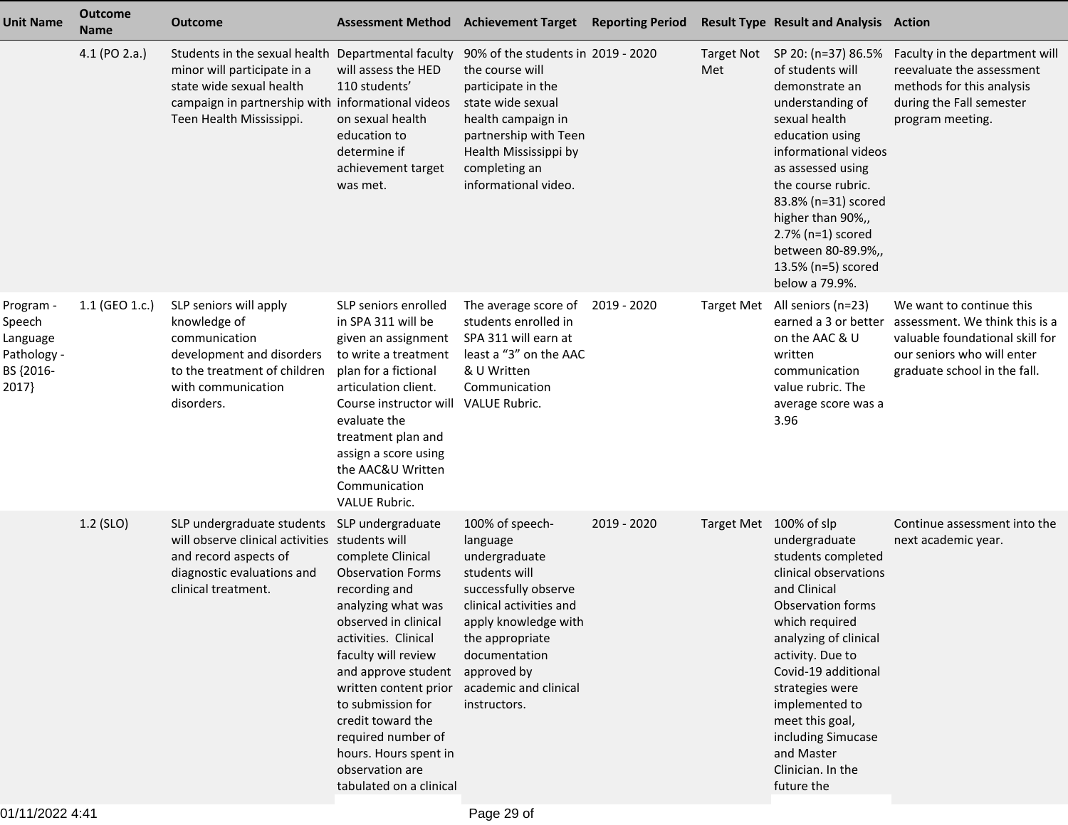| Unit Name | Outcome Name | Outcome | Assessment Method | Achievement Target | Reporting Period | Result Type | Result and Analysis | Action |
|---|---|---|---|---|---|---|---|---|
| | 4.1 (PO 2.a.) | Students in the sexual health minor will participate in a state wide sexual health campaign in partnership with Teen Health Mississippi. | Departmental faculty will assess the HED 110 students' informational videos on sexual health education to determine if achievement target was met. | 90% of the students in the course will participate in the state wide sexual health campaign in partnership with Teen Health Mississippi by completing an informational video. | 2019 - 2020 | Target Not Met | SP 20: (n=37) 86.5% of students will demonstrate an understanding of sexual health education using informational videos as assessed using the course rubric. 83.8% (n=31) scored higher than 90%,, 2.7% (n=1) scored between 80-89.9%,, 13.5% (n=5) scored below a 79.9%. | Faculty in the department will reevaluate the assessment methods for this analysis during the Fall semester program meeting. |
| Program - Speech Language Pathology - BS {2016-2017} | 1.1 (GEO 1.c.) | SLP seniors will apply knowledge of communication development and disorders to the treatment of children with communication disorders. | SLP seniors enrolled in SPA 311 will be given an assignment to write a treatment plan for a fictional articulation client. Course instructor will evaluate the treatment plan and assign a score using the AAC&U Written Communication VALUE Rubric. | The average score of students enrolled in SPA 311 will earn at least a "3" on the AAC & U Written Communication VALUE Rubric. | 2019 - 2020 | Target Met | All seniors (n=23) earned a 3 or better on the AAC & U written communication value rubric. The average score was a 3.96 | We want to continue this assessment. We think this is a valuable foundational skill for our seniors who will enter graduate school in the fall. |
| | 1.2 (SLO) | SLP undergraduate students will observe clinical activities and record aspects of diagnostic evaluations and clinical treatment. | SLP undergraduate students will complete Clinical Observation Forms recording and analyzing what was observed in clinical activities. Clinical faculty will review and approve student written content prior to submission for credit toward the required number of hours. Hours spent in observation are tabulated on a clinical | 100% of speech-language undergraduate students will successfully observe clinical activities and apply knowledge with the appropriate documentation approved by academic and clinical instructors. | 2019 - 2020 | Target Met | 100% of slp undergraduate students completed clinical observations and Clinical Observation forms which required analyzing of clinical activity. Due to Covid-19 additional strategies were implemented to meet this goal, including Simucase and Master Clinician. In the future the | Continue assessment into the next academic year. |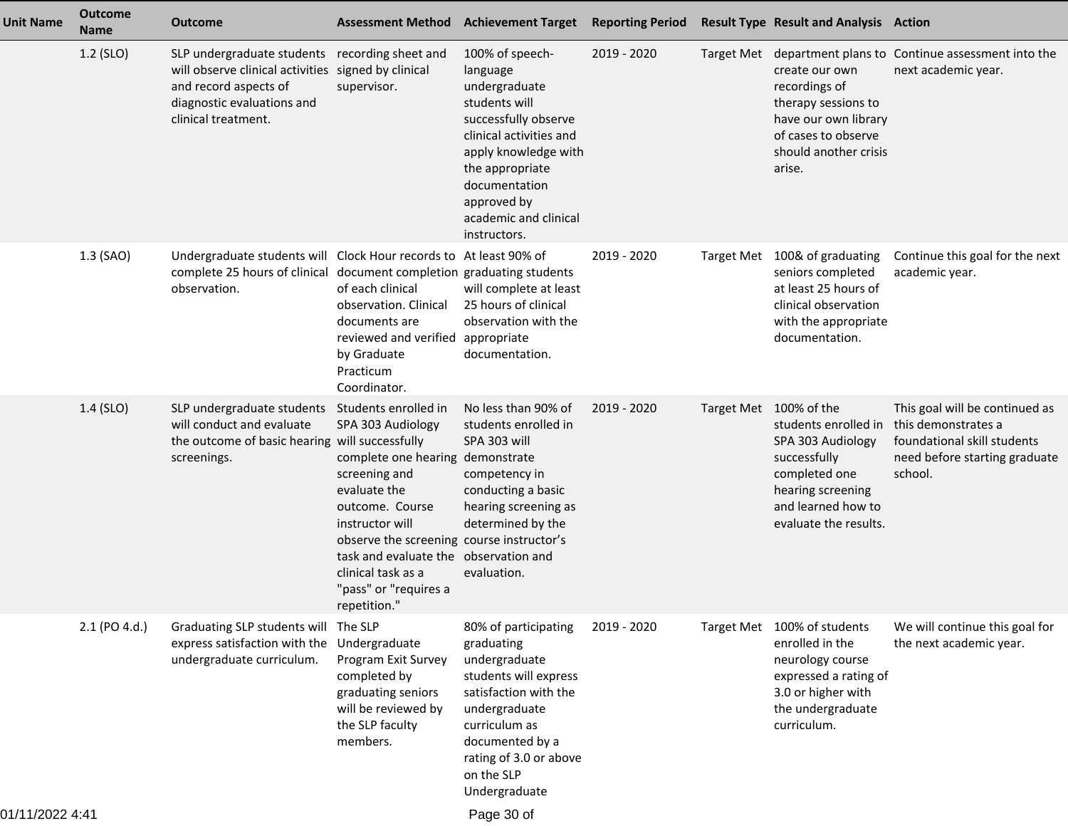| Unit Name | Outcome Name | Outcome | Assessment Method | Achievement Target | Reporting Period | Result Type | Result and Analysis | Action |
|---|---|---|---|---|---|---|---|---|
| | 1.2 (SLO) | SLP undergraduate students will observe clinical activities and record aspects of diagnostic evaluations and clinical treatment. | recording sheet and signed by clinical supervisor. | 100% of speech-language undergraduate students will successfully observe clinical activities and apply knowledge with the appropriate documentation approved by academic and clinical instructors. | 2019 - 2020 | Target Met | department plans to create our own recordings of therapy sessions to have our own library of cases to observe should another crisis arise. | Continue assessment into the next academic year. |
| | 1.3 (SAO) | Undergraduate students will complete 25 hours of clinical observation. | Clock Hour records to document completion of each clinical observation. Clinical documents are reviewed and verified by Graduate Practicum Coordinator. | At least 90% of graduating students will complete at least 25 hours of clinical observation with the appropriate documentation. | 2019 - 2020 | Target Met | 100& of graduating seniors completed at least 25 hours of clinical observation with the appropriate documentation. | Continue this goal for the next academic year. |
| | 1.4 (SLO) | SLP undergraduate students will conduct and evaluate the outcome of basic hearing screenings. | Students enrolled in SPA 303 Audiology will successfully complete one hearing screening and evaluate the outcome. Course instructor will observe the screening task and evaluate the clinical task as a "pass" or "requires a repetition." | No less than 90% of students enrolled in SPA 303 will demonstrate competency in conducting a basic hearing screening as determined by the course instructor's observation and evaluation. | 2019 - 2020 | Target Met | 100% of the students enrolled in SPA 303 Audiology successfully completed one hearing screening and learned how to evaluate the results. | This goal will be continued as this demonstrates a foundational skill students need before starting graduate school. |
| | 2.1 (PO 4.d.) | Graduating SLP students will express satisfaction with the undergraduate curriculum. | The SLP Undergraduate Program Exit Survey completed by graduating seniors will be reviewed by the SLP faculty members. | 80% of participating graduating undergraduate students will express satisfaction with the undergraduate curriculum as documented by a rating of 3.0 or above on the SLP Undergraduate | 2019 - 2020 | Target Met | 100% of students enrolled in the neurology course expressed a rating of 3.0 or higher with the undergraduate curriculum. | We will continue this goal for the next academic year. |

01/11/2022 4:41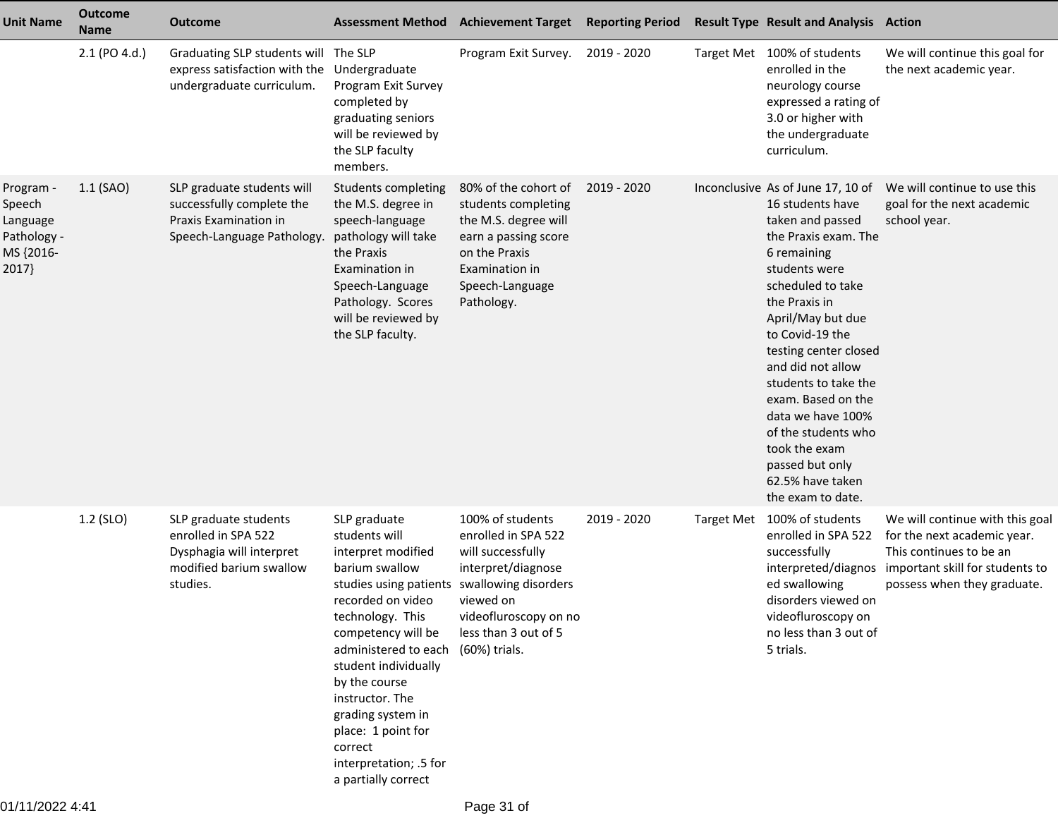| Unit Name | Outcome Name | Outcome | Assessment Method | Achievement Target | Reporting Period | Result Type | Result and Analysis | Action |
|---|---|---|---|---|---|---|---|---|
| | 2.1 (PO 4.d.) | Graduating SLP students will express satisfaction with the undergraduate curriculum. | The SLP Undergraduate Program Exit Survey completed by graduating seniors will be reviewed by the SLP faculty members. | Program Exit Survey. | 2019 - 2020 | Target Met | 100% of students enrolled in the neurology course expressed a rating of 3.0 or higher with the undergraduate curriculum. | We will continue this goal for the next academic year. |
| Program - Speech Language Pathology - MS {2016-2017} | 1.1 (SAO) | SLP graduate students will successfully complete the Praxis Examination in Speech-Language Pathology. | Students completing the M.S. degree in speech-language pathology will take the Praxis Examination in Speech-Language Pathology. Scores will be reviewed by the SLP faculty. | 80% of the cohort of students completing the M.S. degree will earn a passing score on the Praxis Examination in Speech-Language Pathology. | 2019 - 2020 | Inconclusive | As of June 17, 10 of 16 students have taken and passed the Praxis exam. The 6 remaining students were scheduled to take the Praxis in April/May but due to Covid-19 the testing center closed and did not allow students to take the exam. Based on the data we have 100% of the students who took the exam passed but only 62.5% have taken the exam to date. | We will continue to use this goal for the next academic school year. |
| | 1.2 (SLO) | SLP graduate students enrolled in SPA 522 Dysphagia will interpret modified barium swallow studies. | SLP graduate students will interpret modified barium swallow studies using patients recorded on video technology. This competency will be administered to each student individually by the course instructor. The grading system in place: 1 point for correct interpretation; .5 for a partially correct | 100% of students enrolled in SPA 522 will successfully interpret/diagnose swallowing disorders viewed on videofluroscopy on no less than 3 out of 5 (60%) trials. | 2019 - 2020 | Target Met | 100% of students enrolled in SPA 522 successfully interpreted/diagnosed swallowing disorders viewed on videofluroscopy on no less than 3 out of 5 trials. | We will continue with this goal for the next academic year. This continues to be an important skill for students to possess when they graduate. |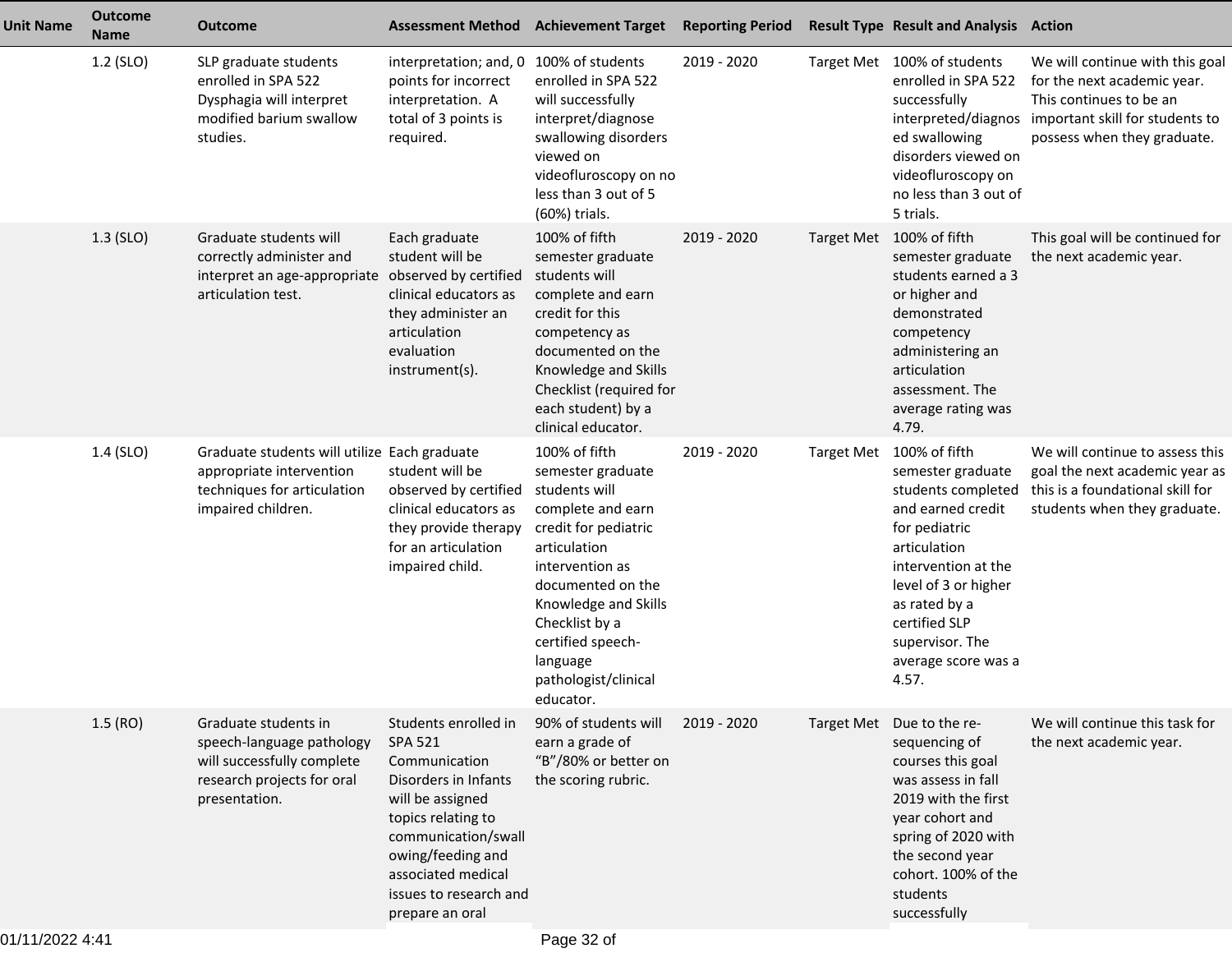| Unit Name | Outcome Name | Outcome | Assessment Method | Achievement Target | Reporting Period | Result Type | Result and Analysis | Action |
|---|---|---|---|---|---|---|---|---|
| | 1.2 (SLO) | SLP graduate students enrolled in SPA 522 Dysphagia will interpret modified barium swallow studies. | interpretation; and, 0 points for incorrect interpretation. A total of 3 points is required. | 100% of students enrolled in SPA 522 will successfully interpret/diagnose swallowing disorders viewed on videofluroscopy on no less than 3 out of 5 (60%) trials. | 2019 - 2020 | Target Met | 100% of students enrolled in SPA 522 successfully interpreted/diagnosed swallowing disorders viewed on videofluroscopy on no less than 3 out of 5 trials. | We will continue with this goal for the next academic year. This continues to be an important skill for students to possess when they graduate. |
| | 1.3 (SLO) | Graduate students will correctly administer and interpret an age-appropriate articulation test. | Each graduate student will be observed by certified clinical educators as they administer an articulation evaluation instrument(s). | 100% of fifth semester graduate students will complete and earn credit for this competency as documented on the Knowledge and Skills Checklist (required for each student) by a clinical educator. | 2019 - 2020 | Target Met | 100% of fifth semester graduate students earned a 3 or higher and demonstrated competency administering an articulation assessment. The average rating was 4.79. | This goal will be continued for the next academic year. |
| | 1.4 (SLO) | Graduate students will utilize appropriate intervention techniques for articulation impaired children. | Each graduate student will be observed by certified clinical educators as they provide therapy for an articulation impaired child. | 100% of fifth semester graduate students will complete and earn credit for pediatric articulation intervention as documented on the Knowledge and Skills Checklist by a certified speech-language pathologist/clinical educator. | 2019 - 2020 | Target Met | 100% of fifth semester graduate students completed and earned credit for pediatric articulation intervention at the level of 3 or higher as rated by a certified SLP supervisor. The average score was a 4.57. | We will continue to assess this goal the next academic year as this is a foundational skill for students when they graduate. |
| | 1.5 (RO) | Graduate students in speech-language pathology will successfully complete research projects for oral presentation. | Students enrolled in SPA 521 Communication Disorders in Infants will be assigned topics relating to communication/swallowing/feeding and associated medical issues to research and prepare an oral | 90% of students will earn a grade of "B"/80% or better on the scoring rubric. | 2019 - 2020 | Target Met | Due to the re-sequencing of courses this goal was assess in fall 2019 with the first year cohort and spring of 2020 with the second year cohort. 100% of the students successfully | We will continue this task for the next academic year. |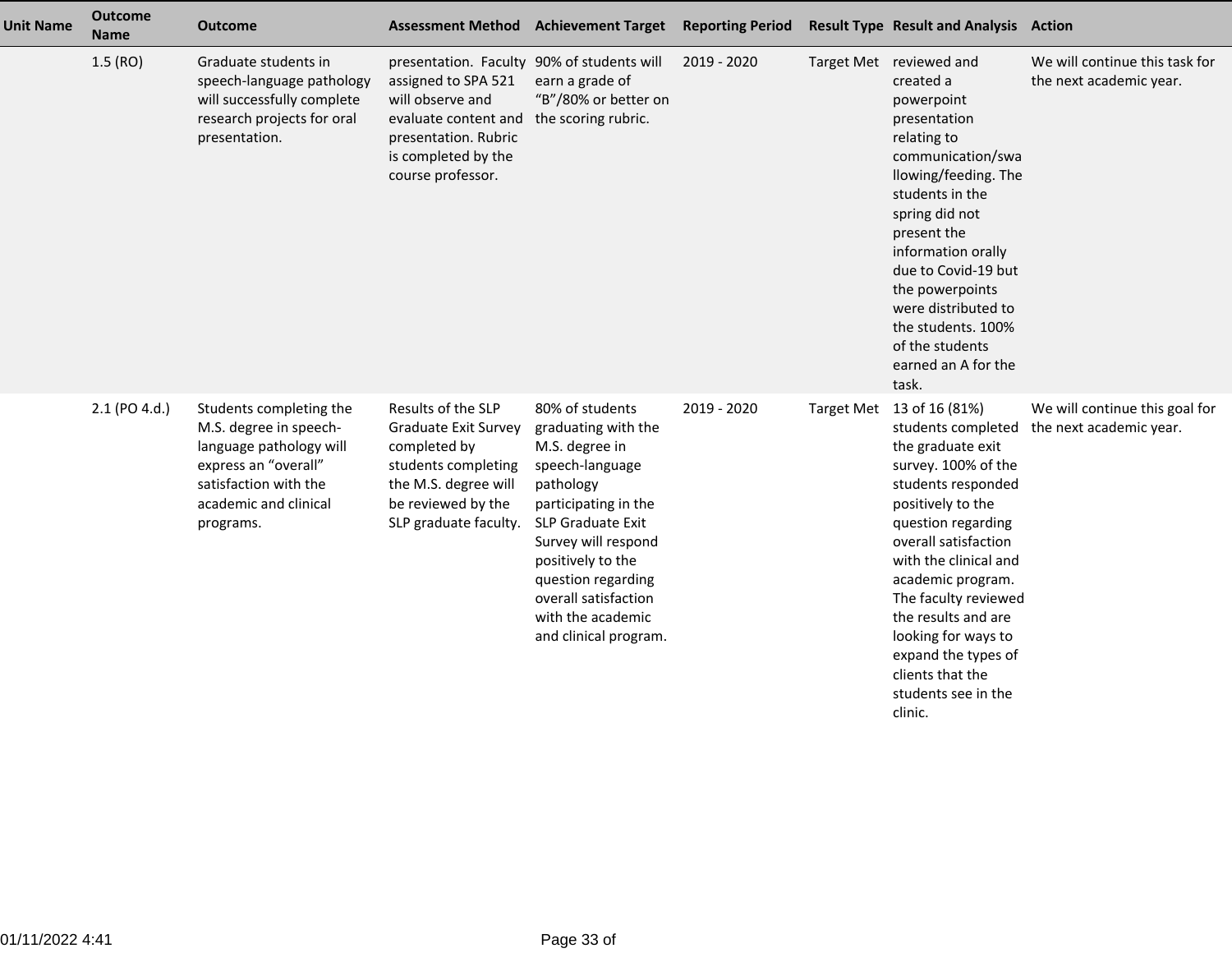| Unit Name | Outcome Name | Outcome | Assessment Method | Achievement Target | Reporting Period | Result Type | Result and Analysis | Action |
|---|---|---|---|---|---|---|---|---|
| | 1.5 (RO) | Graduate students in speech-language pathology will successfully complete research projects for oral presentation. | presentation. Faculty assigned to SPA 521 will observe and evaluate content and presentation. Rubric is completed by the course professor. | 90% of students will earn a grade of "B"/80% or better on the scoring rubric. | 2019 - 2020 | Target Met | reviewed and created a powerpoint presentation relating to communication/swallowing/feeding. The students in the spring did not present the information orally due to Covid-19 but the powerpoints were distributed to the students. 100% of the students earned an A for the task. | We will continue this task for the next academic year. |
| | 2.1 (PO 4.d.) | Students completing the M.S. degree in speech-language pathology will express an "overall" satisfaction with the academic and clinical programs. | Results of the SLP Graduate Exit Survey completed by students completing the M.S. degree will be reviewed by the SLP graduate faculty. | 80% of students graduating with the M.S. degree in speech-language pathology participating in the SLP Graduate Exit Survey will respond positively to the question regarding overall satisfaction with the academic and clinical program. | 2019 - 2020 | Target Met | 13 of 16 (81%) students completed the graduate exit survey. 100% of the students responded positively to the question regarding overall satisfaction with the clinical and academic program. The faculty reviewed the results and are looking for ways to expand the types of clients that the students see in the clinic. | We will continue this goal for the next academic year. |

01/11/2022 4:41